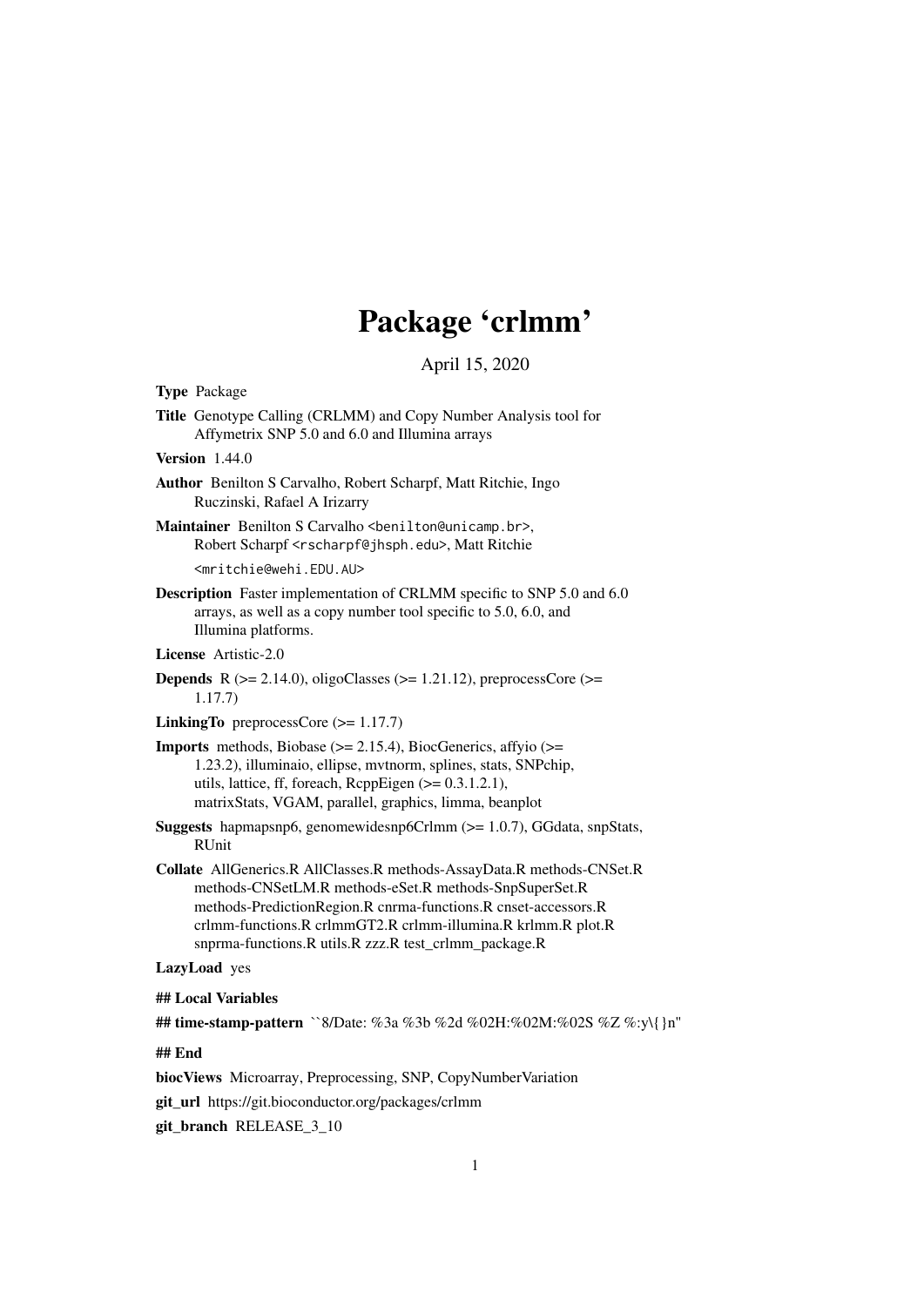# Package 'crlmm'

April 15, 2020

**Type** Package

**Title** Genotype Calling (CRLMM) and Copy Number Analysis tool for Affymetrix SNP 5.0 and 6.0 and Illumina arrays

**Version** 1.44.0

**Author** Benilton S Carvalho, Robert Scharpf, Matt Ritchie, Ingo Ruczinski, Rafael A Irizarry

**Maintainer** Benilton S Carvalho <benilton@unicamp.br>, Robert Scharpf <rscharpf@jhsph.edu>, Matt Ritchie <mritchie@wehi.EDU.AU>

**Description** Faster implementation of CRLMM specific to SNP 5.0 and 6.0 arrays, as well as a copy number tool specific to 5.0, 6.0, and Illumina platforms.

**License** Artistic-2.0

**Depends** R (>= 2.14.0), oligoClasses (>= 1.21.12), preprocessCore (>= 1.17.7)

**LinkingTo** preprocessCore (>= 1.17.7)

**Imports** methods, Biobase (>= 2.15.4), BiocGenerics, affyio (>= 1.23.2), illuminaio, ellipse, mvtnorm, splines, stats, SNPchip, utils, lattice, ff, foreach, RcppEigen (>= 0.3.1.2.1), matrixStats, VGAM, parallel, graphics, limma, beanplot

**Suggests** hapmapsnp6, genomewidesnp6Crlmm (>= 1.0.7), GGdata, snpStats, RUnit

**Collate** AllGenerics.R AllClasses.R methods-AssayData.R methods-CNSet.R methods-CNSetLM.R methods-eSet.R methods-SnpSuperSet.R methods-PredictionRegion.R cnrma-functions.R cnset-accessors.R crlmm-functions.R crlmmGT2.R crlmm-illumina.R krlmm.R plot.R snprma-functions.R utils.R zzz.R test_crlmm_package.R

**LazyLoad** yes

**## Local Variables**

**## time-stamp-pattern** ``8/Date: %3a %3b %2d %02H:%02M:%02S %Z %:y\{}n"

**## End**

**biocViews** Microarray, Preprocessing, SNP, CopyNumberVariation

**git_url** https://git.bioconductor.org/packages/crlmm

**git_branch** RELEASE_3_10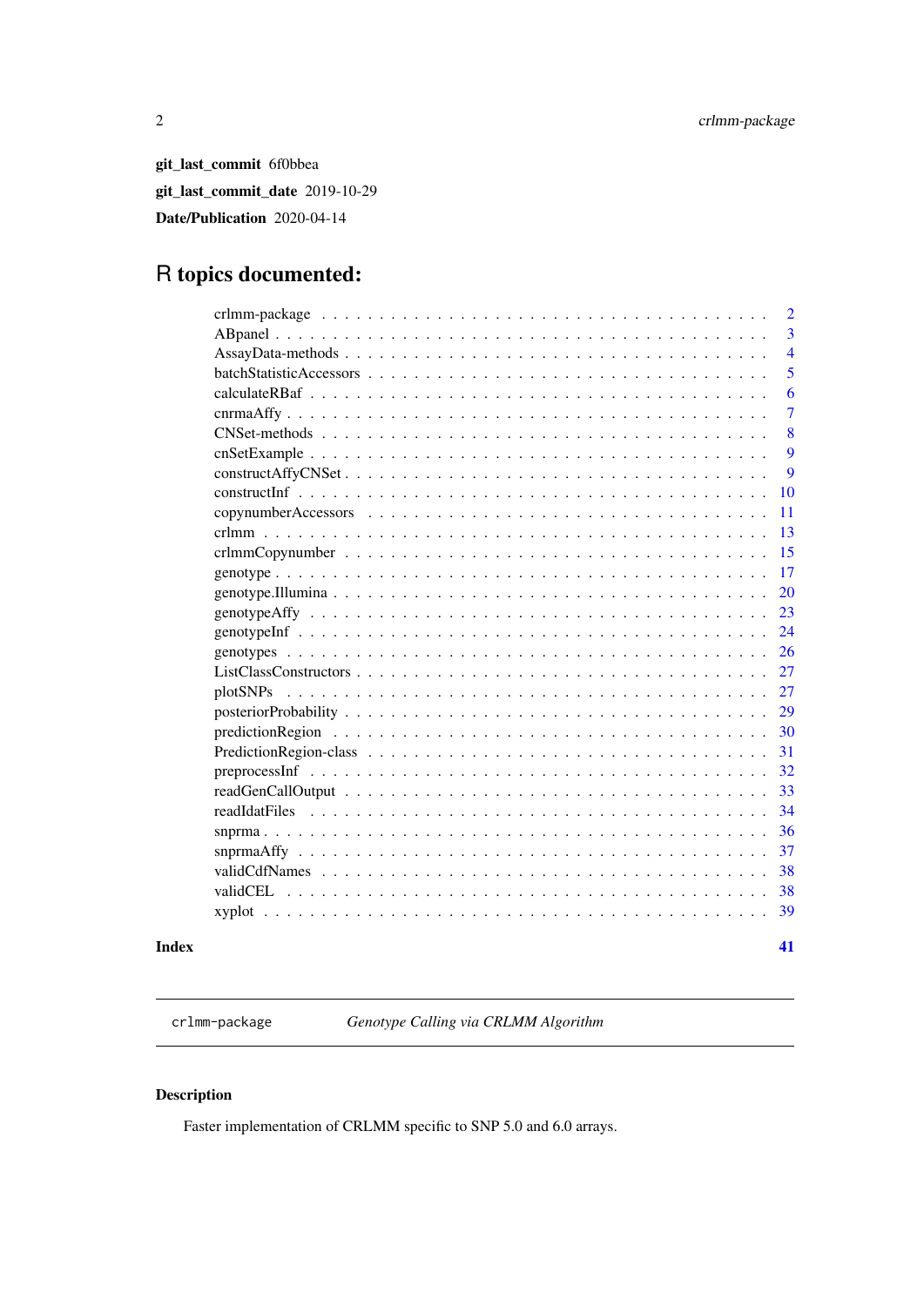**git_last_commit** 6f0bbea

**git_last_commit_date** 2019-10-29

**Date/Publication** 2020-04-14

# R topics documented:

| | |
|---|---|
| crlmm-package | 2 |
| ABpanel | 3 |
| AssayData-methods | 4 |
| batchStatisticAccessors | 5 |
| calculateRBaf | 6 |
| cnrmaAffy | 7 |
| CNSet-methods | 8 |
| cnSetExample | 9 |
| constructAffyCNSet | 9 |
| constructInf | 10 |
| copynumberAccessors | 11 |
| crlmm | 13 |
| crlmmCopynumber | 15 |
| genotype | 17 |
| genotype.Illumina | 20 |
| genotypeAffy | 23 |
| genotypeInf | 24 |
| genotypes | 26 |
| ListClassConstructors | 27 |
| plotSNPs | 27 |
| posteriorProbability | 29 |
| predictionRegion | 30 |
| PredictionRegion-class | 31 |
| preprocessInf | 32 |
| readGenCallOutput | 33 |
| readIdatFiles | 34 |
| snprma | 36 |
| snprmaAffy | 37 |
| validCdfNames | 38 |
| validCEL | 38 |
| xyplot | 39 |
| **Index** | **41** |

---

`crlmm-package` *Genotype Calling via CRLMM Algorithm*

---

### Description

Faster implementation of CRLMM specific to SNP 5.0 and 6.0 arrays.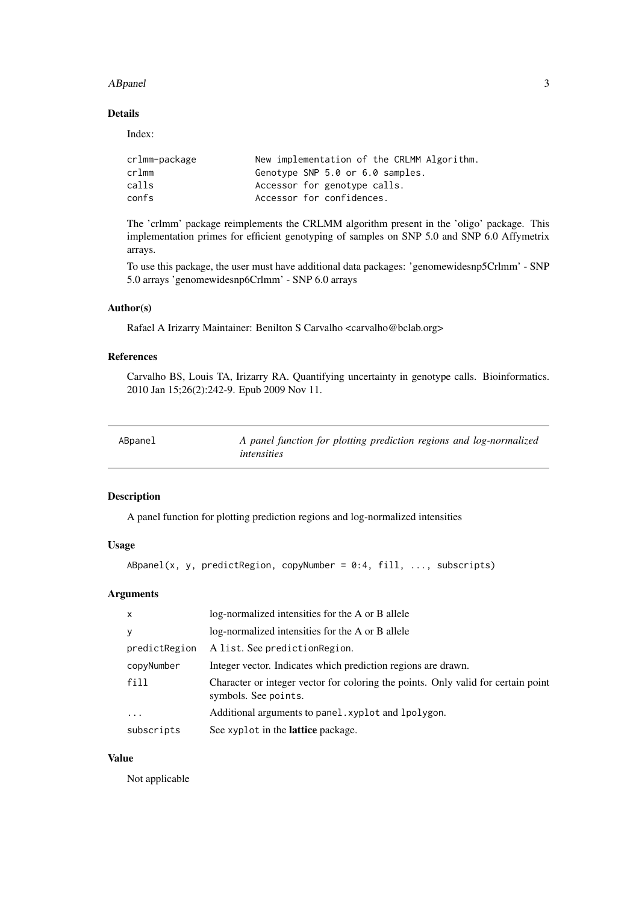### Details

Index:

```
crlmm-package           New implementation of the CRLMM Algorithm.
crlmm                   Genotype SNP 5.0 or 6.0 samples.
calls                   Accessor for genotype calls.
confs                   Accessor for confidences.
```

The 'crlmm' package reimplements the CRLMM algorithm present in the 'oligo' package. This implementation primes for efficient genotyping of samples on SNP 5.0 and SNP 6.0 Affymetrix arrays.

To use this package, the user must have additional data packages: 'genomewidesnp5Crlmm' - SNP 5.0 arrays 'genomewidesnp6Crlmm' - SNP 6.0 arrays

### Author(s)

Rafael A Irizarry Maintainer: Benilton S Carvalho <carvalho@bclab.org>

### References

Carvalho BS, Louis TA, Irizarry RA. Quantifying uncertainty in genotype calls. Bioinformatics. 2010 Jan 15;26(2):242-9. Epub 2009 Nov 11.

---

## ABpanel — *A panel function for plotting prediction regions and log-normalized intensities*

### Description

A panel function for plotting prediction regions and log-normalized intensities

### Usage

```
ABpanel(x, y, predictRegion, copyNumber = 0:4, fill, ..., subscripts)
```

### Arguments

| | |
|---|---|
| x | log-normalized intensities for the A or B allele |
| y | log-normalized intensities for the A or B allele |
| predictRegion | A list. See predictionRegion. |
| copyNumber | Integer vector. Indicates which prediction regions are drawn. |
| fill | Character or integer vector for coloring the points. Only valid for certain point symbols. See points. |
| ... | Additional arguments to panel.xyplot and lpolygon. |
| subscripts | See xyplot in the **lattice** package. |

### Value

Not applicable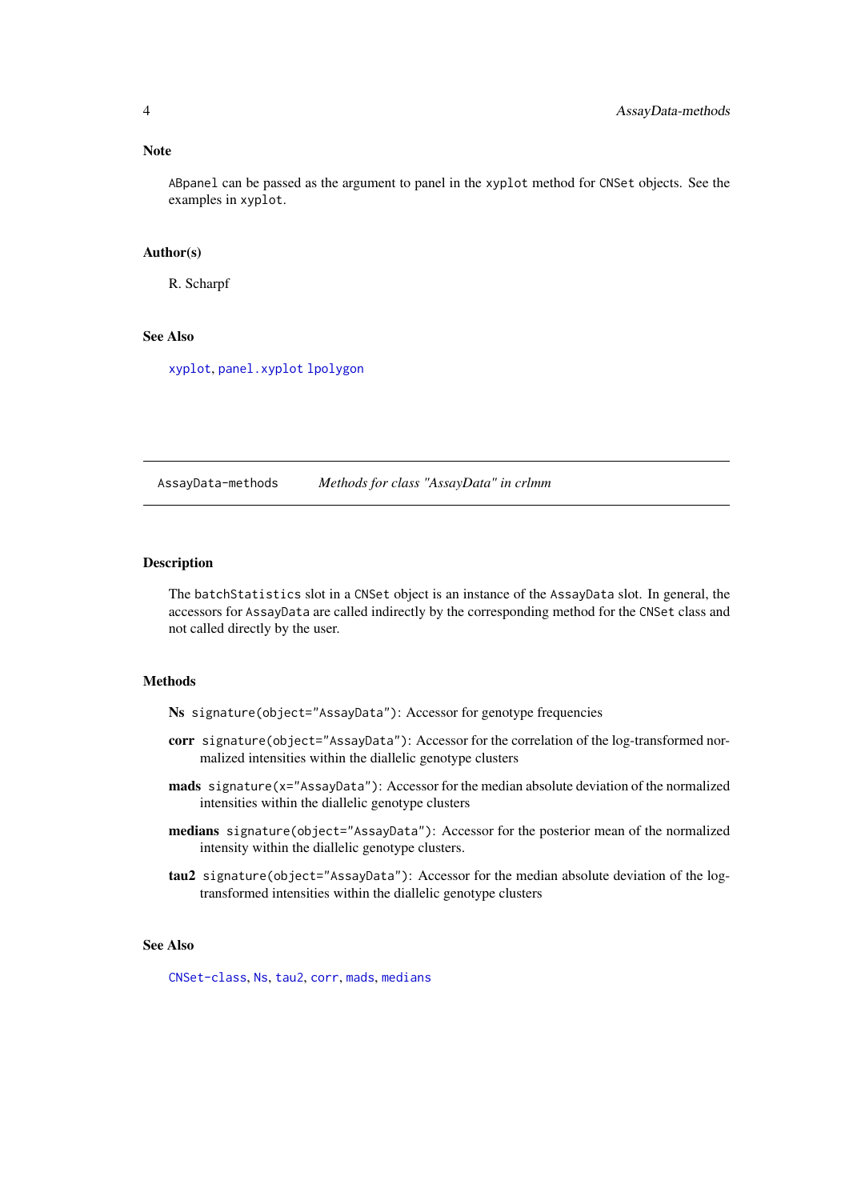### Note

`ABpanel` can be passed as the argument to panel in the `xyplot` method for `CNSet` objects. See the examples in `xyplot`.

### Author(s)

R. Scharpf

### See Also

`xyplot`, `panel.xyplot` `lpolygon`

---

## AssayData-methods &nbsp;&nbsp;&nbsp; *Methods for class "AssayData" in crlmm*

---

### Description

The `batchStatistics` slot in a `CNSet` object is an instance of the `AssayData` slot. In general, the accessors for `AssayData` are called indirectly by the corresponding method for the `CNSet` class and not called directly by the user.

### Methods

- **Ns** `signature(object="AssayData")`: Accessor for genotype frequencies
- **corr** `signature(object="AssayData")`: Accessor for the correlation of the log-transformed normalized intensities within the diallelic genotype clusters
- **mads** `signature(x="AssayData")`: Accessor for the median absolute deviation of the normalized intensities within the diallelic genotype clusters
- **medians** `signature(object="AssayData")`: Accessor for the posterior mean of the normalized intensity within the diallelic genotype clusters.
- **tau2** `signature(object="AssayData")`: Accessor for the median absolute deviation of the log-transformed intensities within the diallelic genotype clusters

### See Also

`CNSet-class`, `Ns`, `tau2`, `corr`, `mads`, `medians`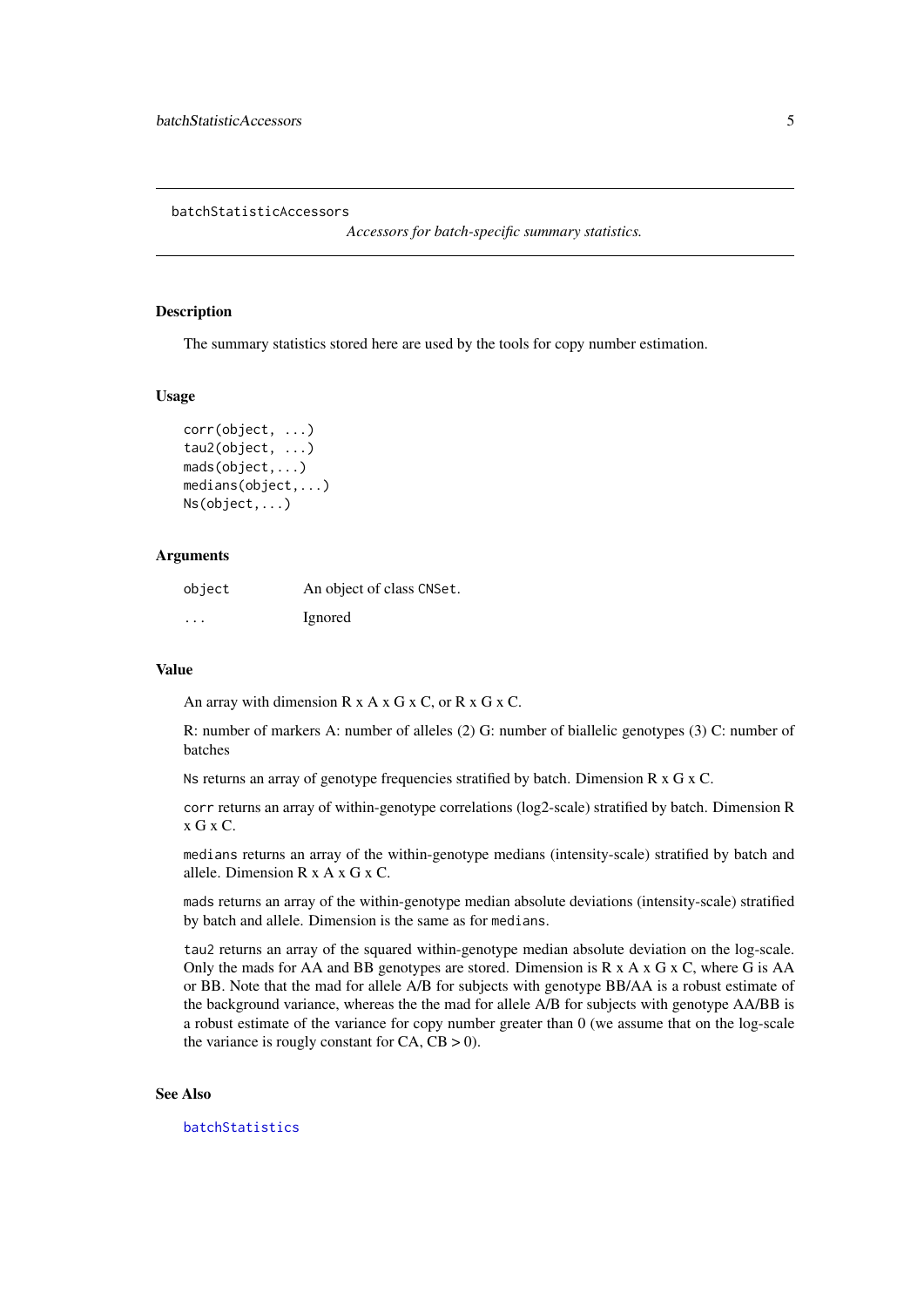batchStatisticAccessors

*Accessors for batch-specific summary statistics.*

## Description

The summary statistics stored here are used by the tools for copy number estimation.

## Usage

```
corr(object, ...)
tau2(object, ...)
mads(object,...)
medians(object,...)
Ns(object,...)
```

## Arguments

| | |
|---|---|
| object | An object of class CNSet. |
| ... | Ignored |

## Value

An array with dimension R x A x G x C, or R x G x C.

R: number of markers A: number of alleles (2) G: number of biallelic genotypes (3) C: number of batches

`Ns` returns an array of genotype frequencies stratified by batch. Dimension R x G x C.

`corr` returns an array of within-genotype correlations (log2-scale) stratified by batch. Dimension R x G x C.

`medians` returns an array of the within-genotype medians (intensity-scale) stratified by batch and allele. Dimension R x A x G x C.

`mads` returns an array of the within-genotype median absolute deviations (intensity-scale) stratified by batch and allele. Dimension is the same as for `medians`.

`tau2` returns an array of the squared within-genotype median absolute deviation on the log-scale. Only the mads for AA and BB genotypes are stored. Dimension is R x A x G x C, where G is AA or BB. Note that the mad for allele A/B for subjects with genotype BB/AA is a robust estimate of the background variance, whereas the the mad for allele A/B for subjects with genotype AA/BB is a robust estimate of the variance for copy number greater than 0 (we assume that on the log-scale the variance is rougly constant for CA, CB > 0).

## See Also

batchStatistics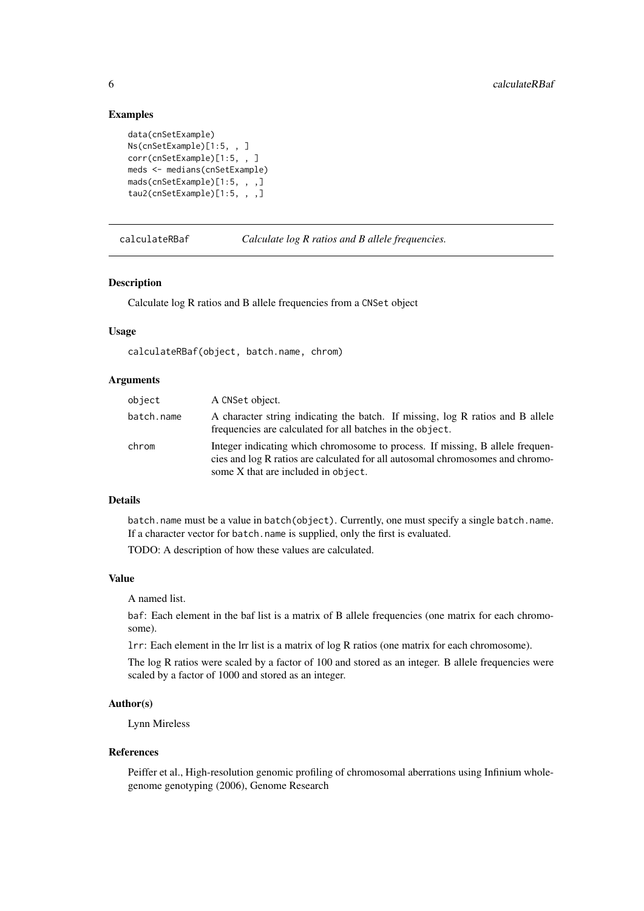### Examples

```
data(cnSetExample)
Ns(cnSetExample)[1:5, , ]
corr(cnSetExample)[1:5, , ]
meds <- medians(cnSetExample)
mads(cnSetExample)[1:5, , ,]
tau2(cnSetExample)[1:5, , ,]
```

---

## calculateRBaf — *Calculate log R ratios and B allele frequencies.*

---

### Description

Calculate log R ratios and B allele frequencies from a `CNSet` object

### Usage

```
calculateRBaf(object, batch.name, chrom)
```

### Arguments

| | |
|---|---|
| `object` | A `CNSet` object. |
| `batch.name` | A character string indicating the batch. If missing, log R ratios and B allele frequencies are calculated for all batches in the `object`. |
| `chrom` | Integer indicating which chromosome to process. If missing, B allele frequencies and log R ratios are calculated for all autosomal chromosomes and chromosome X that are included in `object`. |

### Details

`batch.name` must be a value in `batch(object)`. Currently, one must specify a single `batch.name`. If a character vector for `batch.name` is supplied, only the first is evaluated.

TODO: A description of how these values are calculated.

### Value

A named list.

`baf`: Each element in the baf list is a matrix of B allele frequencies (one matrix for each chromosome).

`lrr`: Each element in the lrr list is a matrix of log R ratios (one matrix for each chromosome).

The log R ratios were scaled by a factor of 100 and stored as an integer. B allele frequencies were scaled by a factor of 1000 and stored as an integer.

### Author(s)

Lynn Mireless

### References

Peiffer et al., High-resolution genomic profiling of chromosomal aberrations using Infinium whole-genome genotyping (2006), Genome Research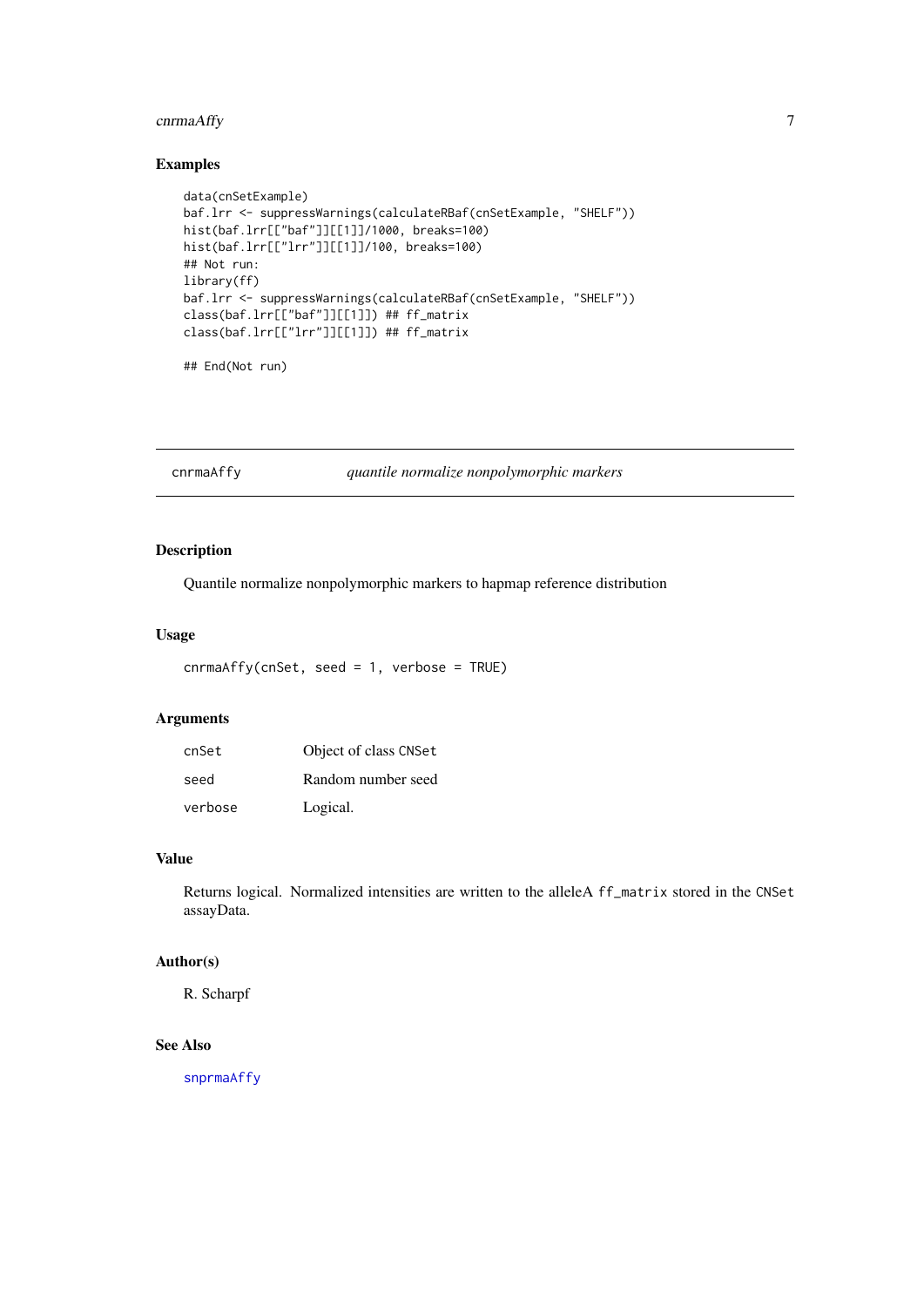### Examples

```
data(cnSetExample)
baf.lrr <- suppressWarnings(calculateRBaf(cnSetExample, "SHELF"))
hist(baf.lrr[["baf"]][[1]]/1000, breaks=100)
hist(baf.lrr[["lrr"]][[1]]/100, breaks=100)
## Not run:
library(ff)
baf.lrr <- suppressWarnings(calculateRBaf(cnSetExample, "SHELF"))
class(baf.lrr[["baf"]][[1]]) ## ff_matrix
class(baf.lrr[["lrr"]][[1]]) ## ff_matrix

## End(Not run)
```

---

## cnrmaAffy — *quantile normalize nonpolymorphic markers*

### Description

Quantile normalize nonpolymorphic markers to hapmap reference distribution

### Usage

```
cnrmaAffy(cnSet, seed = 1, verbose = TRUE)
```

### Arguments

| | |
|---|---|
| cnSet | Object of class CNSet |
| seed | Random number seed |
| verbose | Logical. |

### Value

Returns logical. Normalized intensities are written to the alleleA `ff_matrix` stored in the `CNSet` assayData.

### Author(s)

R. Scharpf

### See Also

snprmaAffy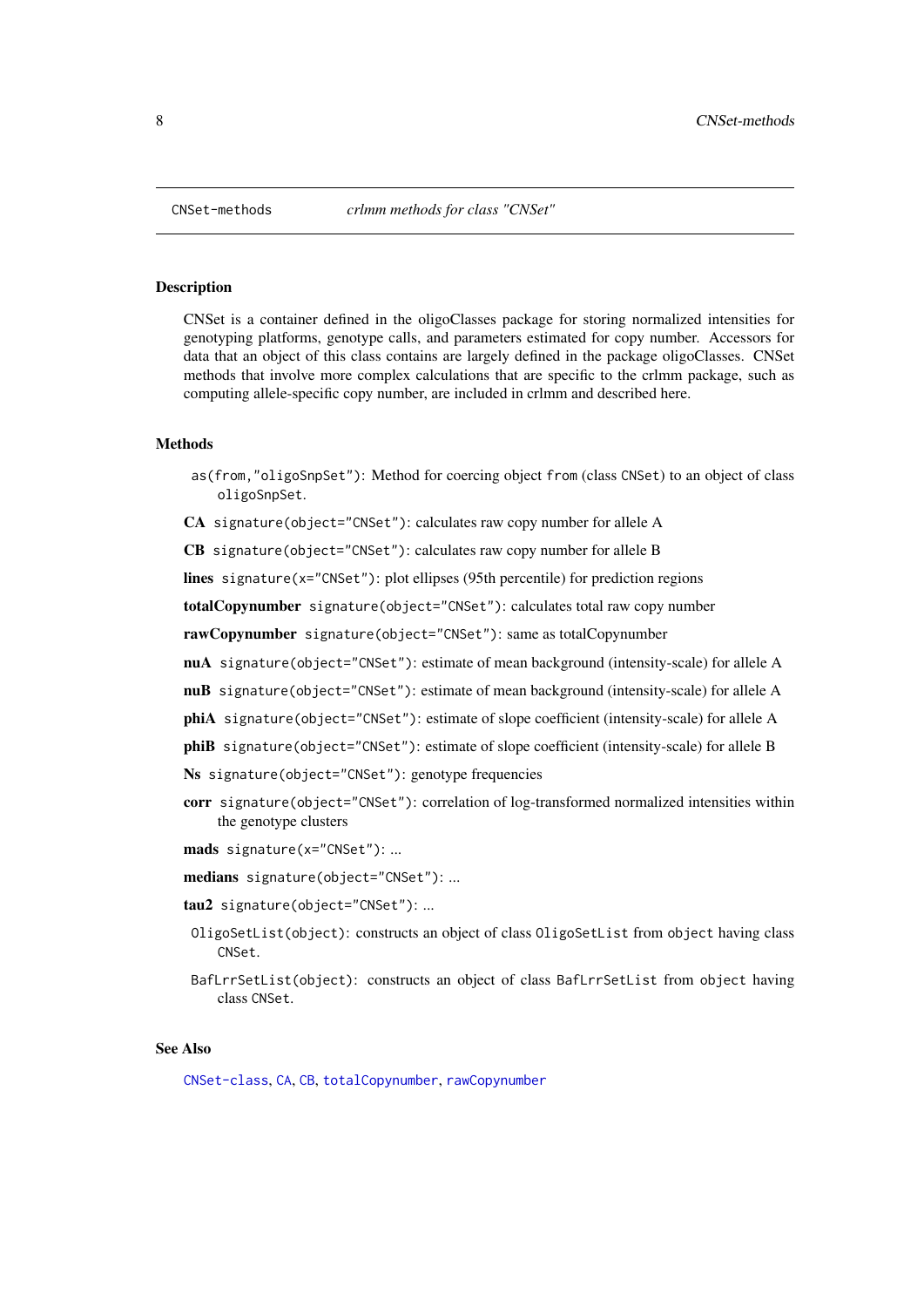CNSet-methods *crlmm methods for class "CNSet"*

## Description

CNSet is a container defined in the oligoClasses package for storing normalized intensities for genotyping platforms, genotype calls, and parameters estimated for copy number. Accessors for data that an object of this class contains are largely defined in the package oligoClasses. CNSet methods that involve more complex calculations that are specific to the crlmm package, such as computing allele-specific copy number, are included in crlmm and described here.

## Methods

`as(from,"oligoSnpSet")`: Method for coercing object `from` (class `CNSet`) to an object of class `oligoSnpSet`.

**CA** `signature(object="CNSet")`: calculates raw copy number for allele A

**CB** `signature(object="CNSet")`: calculates raw copy number for allele B

**lines** `signature(x="CNSet")`: plot ellipses (95th percentile) for prediction regions

**totalCopynumber** `signature(object="CNSet")`: calculates total raw copy number

**rawCopynumber** `signature(object="CNSet")`: same as totalCopynumber

**nuA** `signature(object="CNSet")`: estimate of mean background (intensity-scale) for allele A

**nuB** `signature(object="CNSet")`: estimate of mean background (intensity-scale) for allele A

**phiA** `signature(object="CNSet")`: estimate of slope coefficient (intensity-scale) for allele A

**phiB** `signature(object="CNSet")`: estimate of slope coefficient (intensity-scale) for allele B

**Ns** `signature(object="CNSet")`: genotype frequencies

**corr** `signature(object="CNSet")`: correlation of log-transformed normalized intensities within the genotype clusters

**mads** `signature(x="CNSet")`: ...

**medians** `signature(object="CNSet")`: ...

**tau2** `signature(object="CNSet")`: ...

`OligoSetList(object)`: constructs an object of class `OligoSetList` from `object` having class `CNSet`.

`BafLrrSetList(object)`: constructs an object of class `BafLrrSetList` from `object` having class `CNSet`.

## See Also

`CNSet-class`, `CA`, `CB`, `totalCopynumber`, `rawCopynumber`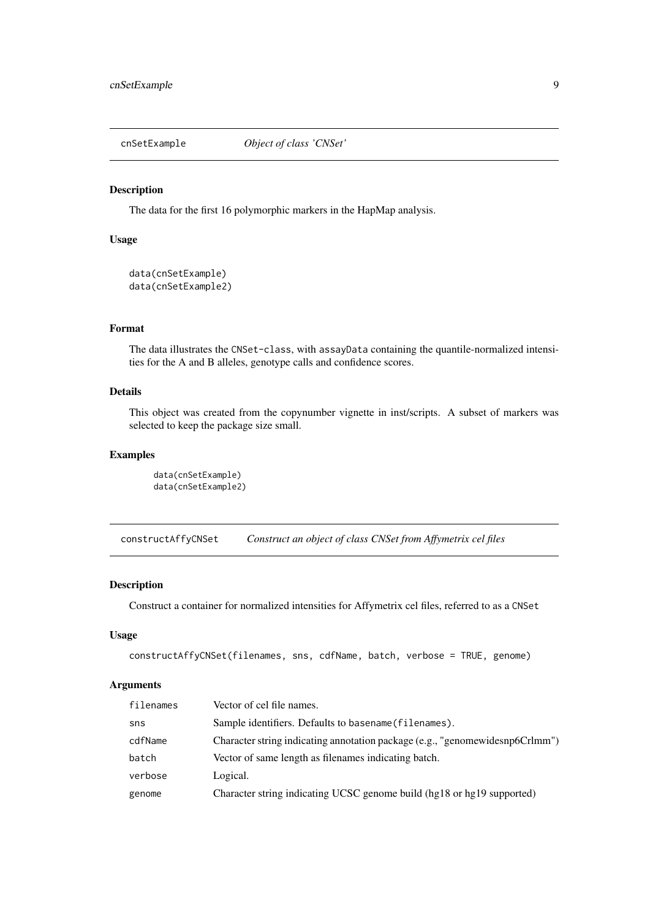## cnSetExample    *Object of class 'CNSet'*

### Description

The data for the first 16 polymorphic markers in the HapMap analysis.

### Usage

```
data(cnSetExample)
data(cnSetExample2)
```

### Format

The data illustrates the `CNSet-class`, with `assayData` containing the quantile-normalized intensities for the A and B alleles, genotype calls and confidence scores.

### Details

This object was created from the copynumber vignette in inst/scripts. A subset of markers was selected to keep the package size small.

### Examples

```
data(cnSetExample)
data(cnSetExample2)
```

## constructAffyCNSet    *Construct an object of class CNSet from Affymetrix cel files*

### Description

Construct a container for normalized intensities for Affymetrix cel files, referred to as a `CNSet`

### Usage

```
constructAffyCNSet(filenames, sns, cdfName, batch, verbose = TRUE, genome)
```

### Arguments

| | |
|---|---|
| `filenames` | Vector of cel file names. |
| `sns` | Sample identifiers. Defaults to `basename(filenames)`. |
| `cdfName` | Character string indicating annotation package (e.g., "genomewidesnp6Crlmm") |
| `batch` | Vector of same length as filenames indicating batch. |
| `verbose` | Logical. |
| `genome` | Character string indicating UCSC genome build (hg18 or hg19 supported) |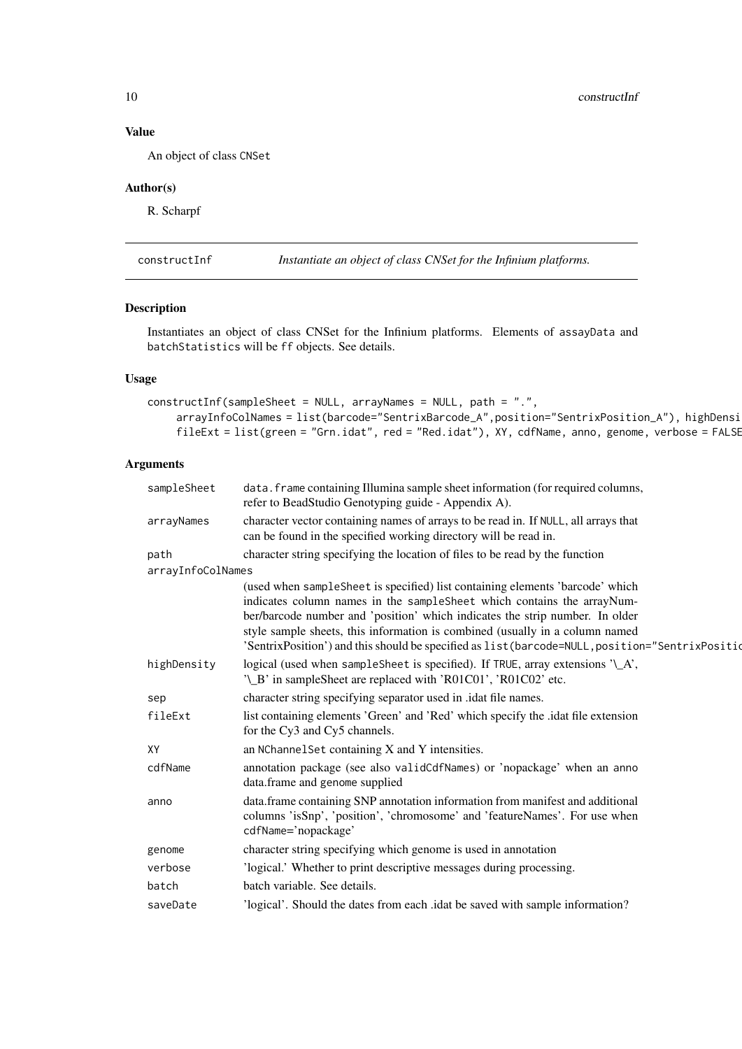## Value

An object of class CNSet

## Author(s)

R. Scharpf

---

constructInf — *Instantiate an object of class CNSet for the Infinium platforms.*

---

## Description

Instantiates an object of class CNSet for the Infinium platforms. Elements of assayData and batchStatistics will be ff objects. See details.

## Usage

```
constructInf(sampleSheet = NULL, arrayNames = NULL, path = ".",
     arrayInfoColNames = list(barcode="SentrixBarcode_A",position="SentrixPosition_A"), highDensi
     fileExt = list(green = "Grn.idat", red = "Red.idat"), XY, cdfName, anno, genome, verbose = FALSE
```

## Arguments

| | |
|---|---|
| sampleSheet | data.frame containing Illumina sample sheet information (for required columns, refer to BeadStudio Genotyping guide - Appendix A). |
| arrayNames | character vector containing names of arrays to be read in. If NULL, all arrays that can be found in the specified working directory will be read in. |
| path | character string specifying the location of files to be read by the function |
| arrayInfoColNames | (used when sampleSheet is specified) list containing elements 'barcode' which indicates column names in the sampleSheet which contains the arrayNumber/barcode number and 'position' which indicates the strip number. In older style sample sheets, this information is combined (usually in a column named 'SentrixPosition') and this should be specified as list(barcode=NULL,position="SentrixPositio |
| highDensity | logical (used when sampleSheet is specified). If TRUE, array extensions '\_A', '\_B' in sampleSheet are replaced with 'R01C01', 'R01C02' etc. |
| sep | character string specifying separator used in .idat file names. |
| fileExt | list containing elements 'Green' and 'Red' which specify the .idat file extension for the Cy3 and Cy5 channels. |
| XY | an NChannelSet containing X and Y intensities. |
| cdfName | annotation package (see also validCdfNames) or 'nopackage' when an anno data.frame and genome supplied |
| anno | data.frame containing SNP annotation information from manifest and additional columns 'isSnp', 'position', 'chromosome' and 'featureNames'. For use when cdfName='nopackage' |
| genome | character string specifying which genome is used in annotation |
| verbose | 'logical.' Whether to print descriptive messages during processing. |
| batch | batch variable. See details. |
| saveDate | 'logical'. Should the dates from each .idat be saved with sample information? |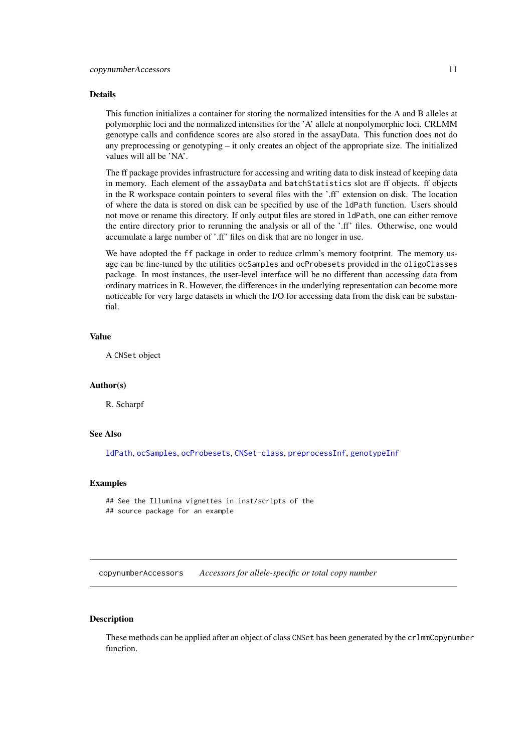### Details

This function initializes a container for storing the normalized intensities for the A and B alleles at polymorphic loci and the normalized intensities for the 'A' allele at nonpolymorphic loci. CRLMM genotype calls and confidence scores are also stored in the assayData. This function does not do any preprocessing or genotyping – it only creates an object of the appropriate size. The initialized values will all be 'NA'.

The ff package provides infrastructure for accessing and writing data to disk instead of keeping data in memory. Each element of the `assayData` and `batchStatistics` slot are ff objects. ff objects in the R workspace contain pointers to several files with the '.ff' extension on disk. The location of where the data is stored on disk can be specified by use of the `ldPath` function. Users should not move or rename this directory. If only output files are stored in `ldPath`, one can either remove the entire directory prior to rerunning the analysis or all of the '.ff' files. Otherwise, one would accumulate a large number of '.ff' files on disk that are no longer in use.

We have adopted the `ff` package in order to reduce crlmm's memory footprint. The memory usage can be fine-tuned by the utilities `ocSamples` and `ocProbesets` provided in the `oligoClasses` package. In most instances, the user-level interface will be no different than accessing data from ordinary matrices in R. However, the differences in the underlying representation can become more noticeable for very large datasets in which the I/O for accessing data from the disk can be substantial.

### Value

A `CNSet` object

### Author(s)

R. Scharpf

### See Also

`ldPath`, `ocSamples`, `ocProbesets`, `CNSet-class`, `preprocessInf`, `genotypeInf`

### Examples

```
## See the Illumina vignettes in inst/scripts of the
## source package for an example
```

---

## copynumberAccessors &nbsp;&nbsp; *Accessors for allele-specific or total copy number*

---

### Description

These methods can be applied after an object of class `CNSet` has been generated by the `crlmmCopynumber` function.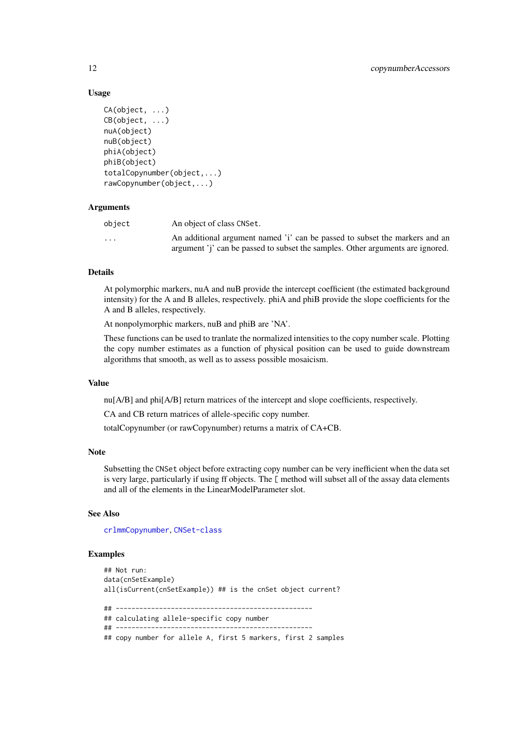### Usage

```
CA(object, ...)
CB(object, ...)
nuA(object)
nuB(object)
phiA(object)
phiB(object)
totalCopynumber(object,...)
rawCopynumber(object,...)
```

### Arguments

| | |
|---|---|
| `object` | An object of class `CNSet`. |
| `...` | An additional argument named 'i' can be passed to subset the markers and an argument 'j' can be passed to subset the samples. Other arguments are ignored. |

### Details

At polymorphic markers, nuA and nuB provide the intercept coefficient (the estimated background intensity) for the A and B alleles, respectively. phiA and phiB provide the slope coefficients for the A and B alleles, respectively.

At nonpolymorphic markers, nuB and phiB are 'NA'.

These functions can be used to tranlate the normalized intensities to the copy number scale. Plotting the copy number estimates as a function of physical position can be used to guide downstream algorithms that smooth, as well as to assess possible mosaicism.

### Value

nu[A/B] and phi[A/B] return matrices of the intercept and slope coefficients, respectively.

CA and CB return matrices of allele-specific copy number.

totalCopynumber (or rawCopynumber) returns a matrix of CA+CB.

### Note

Subsetting the `CNSet` object before extracting copy number can be very inefficient when the data set is very large, particularly if using ff objects. The `[` method will subset all of the assay data elements and all of the elements in the LinearModelParameter slot.

### See Also

`crlmmCopynumber`, `CNSet-class`

### Examples

```
## Not run:
data(cnSetExample)
all(isCurrent(cnSetExample)) ## is the cnSet object current?

## --------------------------------------------------
## calculating allele-specific copy number
## --------------------------------------------------
## copy number for allele A, first 5 markers, first 2 samples
```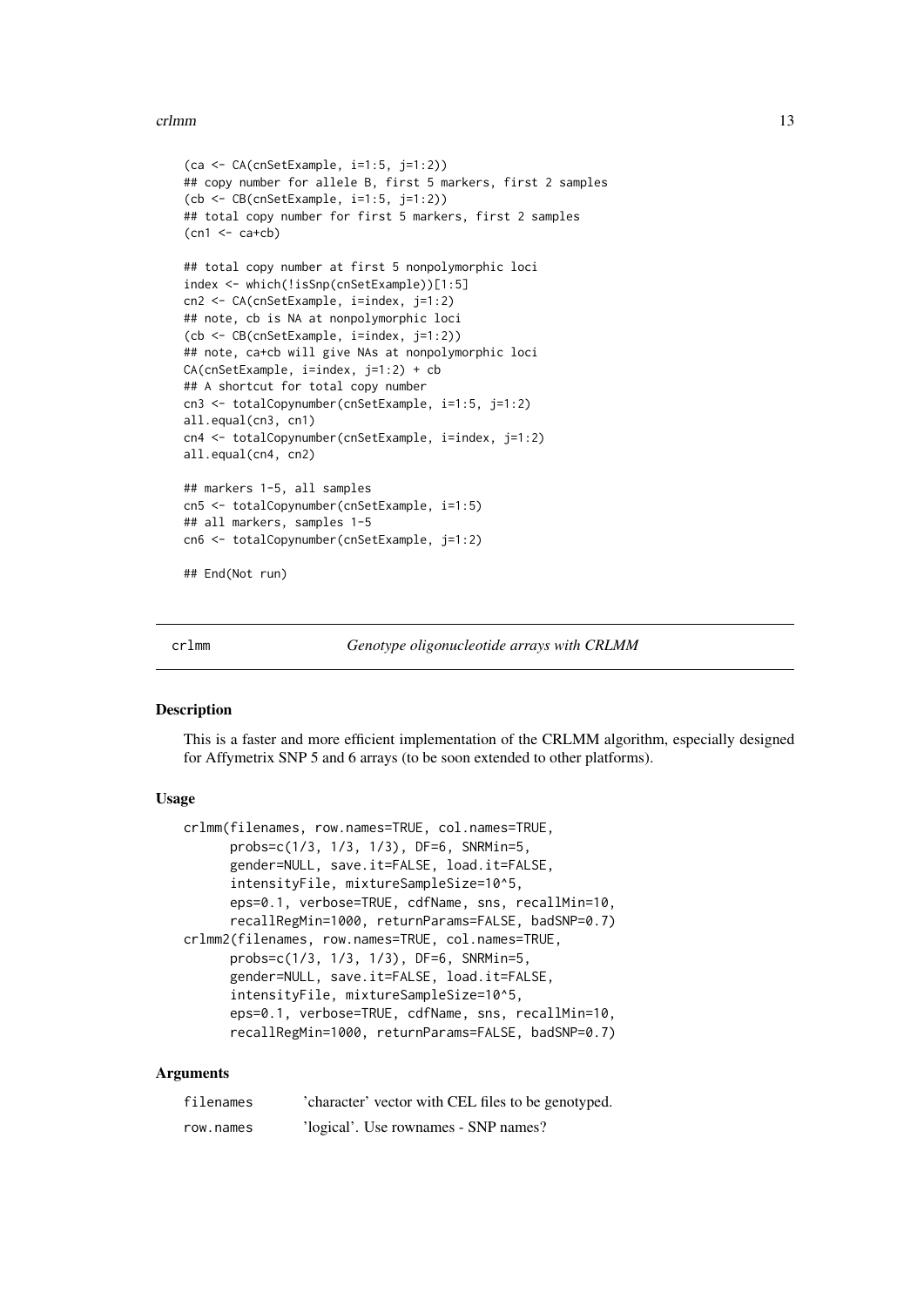```
(ca <- CA(cnSetExample, i=1:5, j=1:2))
## copy number for allele B, first 5 markers, first 2 samples
(cb <- CB(cnSetExample, i=1:5, j=1:2))
## total copy number for first 5 markers, first 2 samples
(cn1 <- ca+cb)

## total copy number at first 5 nonpolymorphic loci
index <- which(!isSnp(cnSetExample))[1:5]
cn2 <- CA(cnSetExample, i=index, j=1:2)
## note, cb is NA at nonpolymorphic loci
(cb <- CB(cnSetExample, i=index, j=1:2))
## note, ca+cb will give NAs at nonpolymorphic loci
CA(cnSetExample, i=index, j=1:2) + cb
## A shortcut for total copy number
cn3 <- totalCopynumber(cnSetExample, i=1:5, j=1:2)
all.equal(cn3, cn1)
cn4 <- totalCopynumber(cnSetExample, i=index, j=1:2)
all.equal(cn4, cn2)

## markers 1-5, all samples
cn5 <- totalCopynumber(cnSetExample, i=1:5)
## all markers, samples 1-5
cn6 <- totalCopynumber(cnSetExample, j=1:2)

## End(Not run)
```

---

## crlmm — *Genotype oligonucleotide arrays with CRLMM*

### Description

This is a faster and more efficient implementation of the CRLMM algorithm, especially designed for Affymetrix SNP 5 and 6 arrays (to be soon extended to other platforms).

### Usage

```
crlmm(filenames, row.names=TRUE, col.names=TRUE,
      probs=c(1/3, 1/3, 1/3), DF=6, SNRMin=5,
      gender=NULL, save.it=FALSE, load.it=FALSE,
      intensityFile, mixtureSampleSize=10^5,
      eps=0.1, verbose=TRUE, cdfName, sns, recallMin=10,
      recallRegMin=1000, returnParams=FALSE, badSNP=0.7)
crlmm2(filenames, row.names=TRUE, col.names=TRUE,
      probs=c(1/3, 1/3, 1/3), DF=6, SNRMin=5,
      gender=NULL, save.it=FALSE, load.it=FALSE,
      intensityFile, mixtureSampleSize=10^5,
      eps=0.1, verbose=TRUE, cdfName, sns, recallMin=10,
      recallRegMin=1000, returnParams=FALSE, badSNP=0.7)
```

### Arguments

| | |
|---|---|
| filenames | 'character' vector with CEL files to be genotyped. |
| row.names | 'logical'. Use rownames - SNP names? |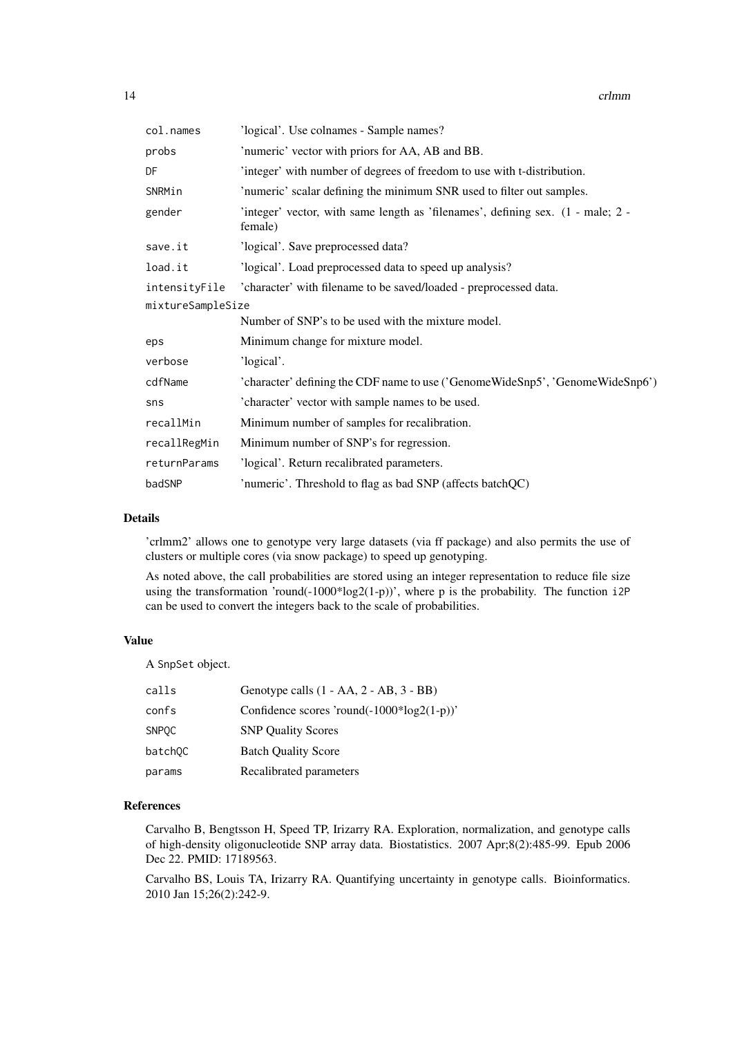| | |
|---|---|
| `col.names` | 'logical'. Use colnames - Sample names? |
| `probs` | 'numeric' vector with priors for AA, AB and BB. |
| `DF` | 'integer' with number of degrees of freedom to use with t-distribution. |
| `SNRMin` | 'numeric' scalar defining the minimum SNR used to filter out samples. |
| `gender` | 'integer' vector, with same length as 'filenames', defining sex. (1 - male; 2 - female) |
| `save.it` | 'logical'. Save preprocessed data? |
| `load.it` | 'logical'. Load preprocessed data to speed up analysis? |
| `intensityFile` | 'character' with filename to be saved/loaded - preprocessed data. |
| `mixtureSampleSize` | Number of SNP's to be used with the mixture model. |
| `eps` | Minimum change for mixture model. |
| `verbose` | 'logical'. |
| `cdfName` | 'character' defining the CDF name to use ('GenomeWideSnp5', 'GenomeWideSnp6') |
| `sns` | 'character' vector with sample names to be used. |
| `recallMin` | Minimum number of samples for recalibration. |
| `recallRegMin` | Minimum number of SNP's for regression. |
| `returnParams` | 'logical'. Return recalibrated parameters. |
| `badSNP` | 'numeric'. Threshold to flag as bad SNP (affects batchQC) |

## Details

'crlmm2' allows one to genotype very large datasets (via ff package) and also permits the use of clusters or multiple cores (via snow package) to speed up genotyping.

As noted above, the call probabilities are stored using an integer representation to reduce file size using the transformation 'round(-1000*log2(1-p))', where p is the probability. The function `i2P` can be used to convert the integers back to the scale of probabilities.

## Value

A `SnpSet` object.

| | |
|---|---|
| `calls` | Genotype calls (1 - AA, 2 - AB, 3 - BB) |
| `confs` | Confidence scores 'round(-1000*log2(1-p))' |
| `SNPQC` | SNP Quality Scores |
| `batchQC` | Batch Quality Score |
| `params` | Recalibrated parameters |

## References

Carvalho B, Bengtsson H, Speed TP, Irizarry RA. Exploration, normalization, and genotype calls of high-density oligonucleotide SNP array data. Biostatistics. 2007 Apr;8(2):485-99. Epub 2006 Dec 22. PMID: 17189563.

Carvalho BS, Louis TA, Irizarry RA. Quantifying uncertainty in genotype calls. Bioinformatics. 2010 Jan 15;26(2):242-9.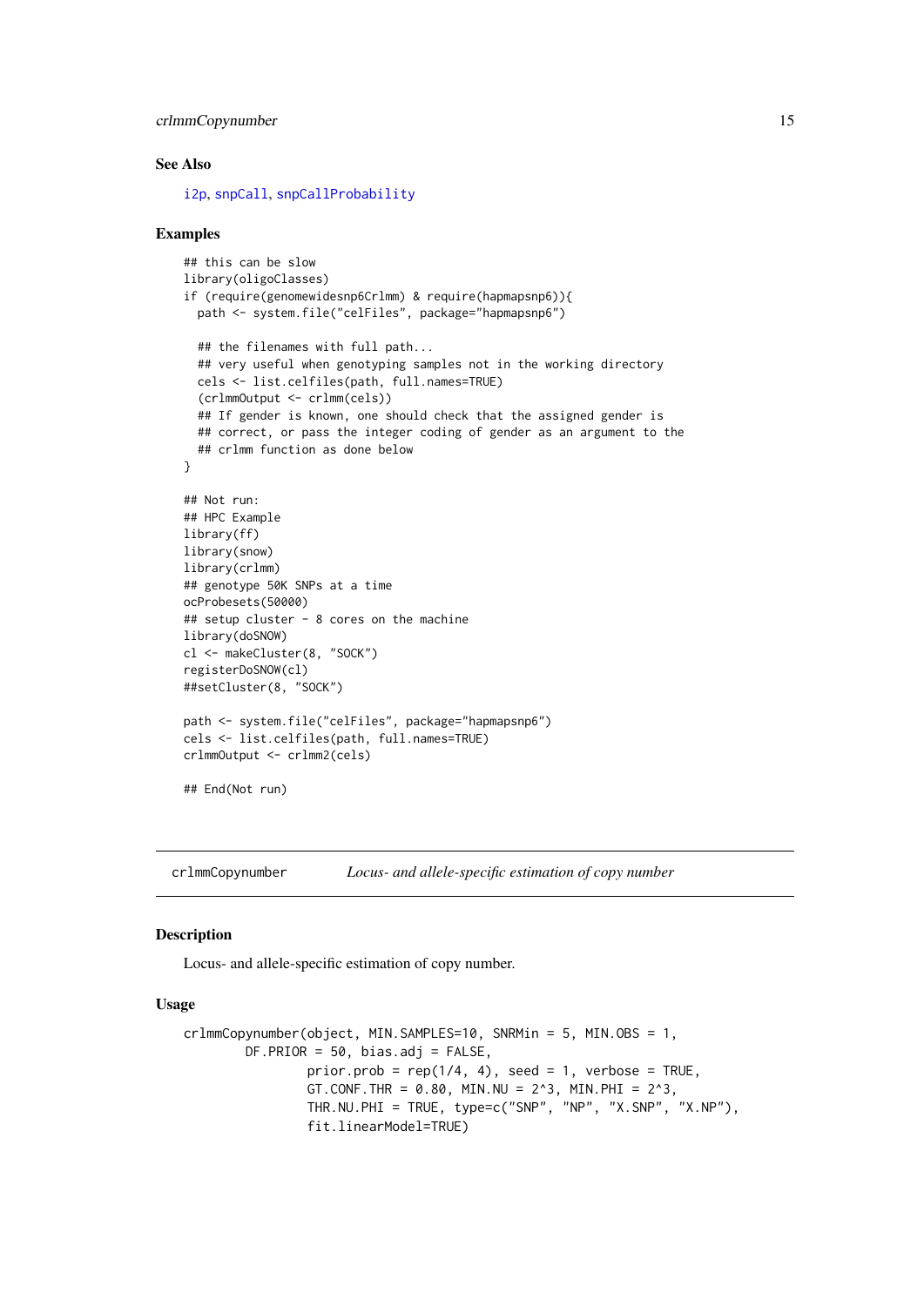### See Also

i2p, snpCall, snpCallProbability

### Examples

```
## this can be slow
library(oligoClasses)
if (require(genomewidesnp6Crlmm) & require(hapmapsnp6)){
  path <- system.file("celFiles", package="hapmapsnp6")

  ## the filenames with full path...
  ## very useful when genotyping samples not in the working directory
  cels <- list.celfiles(path, full.names=TRUE)
  (crlmmOutput <- crlmm(cels))
  ## If gender is known, one should check that the assigned gender is
  ## correct, or pass the integer coding of gender as an argument to the
  ## crlmm function as done below
}

## Not run:
## HPC Example
library(ff)
library(snow)
library(crlmm)
## genotype 50K SNPs at a time
ocProbesets(50000)
## setup cluster - 8 cores on the machine
library(doSNOW)
cl <- makeCluster(8, "SOCK")
registerDoSNOW(cl)
##setCluster(8, "SOCK")

path <- system.file("celFiles", package="hapmapsnp6")
cels <- list.celfiles(path, full.names=TRUE)
crlmmOutput <- crlmm2(cels)

## End(Not run)
```

---

## crlmmCopynumber — *Locus- and allele-specific estimation of copy number*

### Description

Locus- and allele-specific estimation of copy number.

### Usage

```
crlmmCopynumber(object, MIN.SAMPLES=10, SNRMin = 5, MIN.OBS = 1,
        DF.PRIOR = 50, bias.adj = FALSE,
                prior.prob = rep(1/4, 4), seed = 1, verbose = TRUE,
                GT.CONF.THR = 0.80, MIN.NU = 2^3, MIN.PHI = 2^3,
                THR.NU.PHI = TRUE, type=c("SNP", "NP", "X.SNP", "X.NP"),
                fit.linearModel=TRUE)
```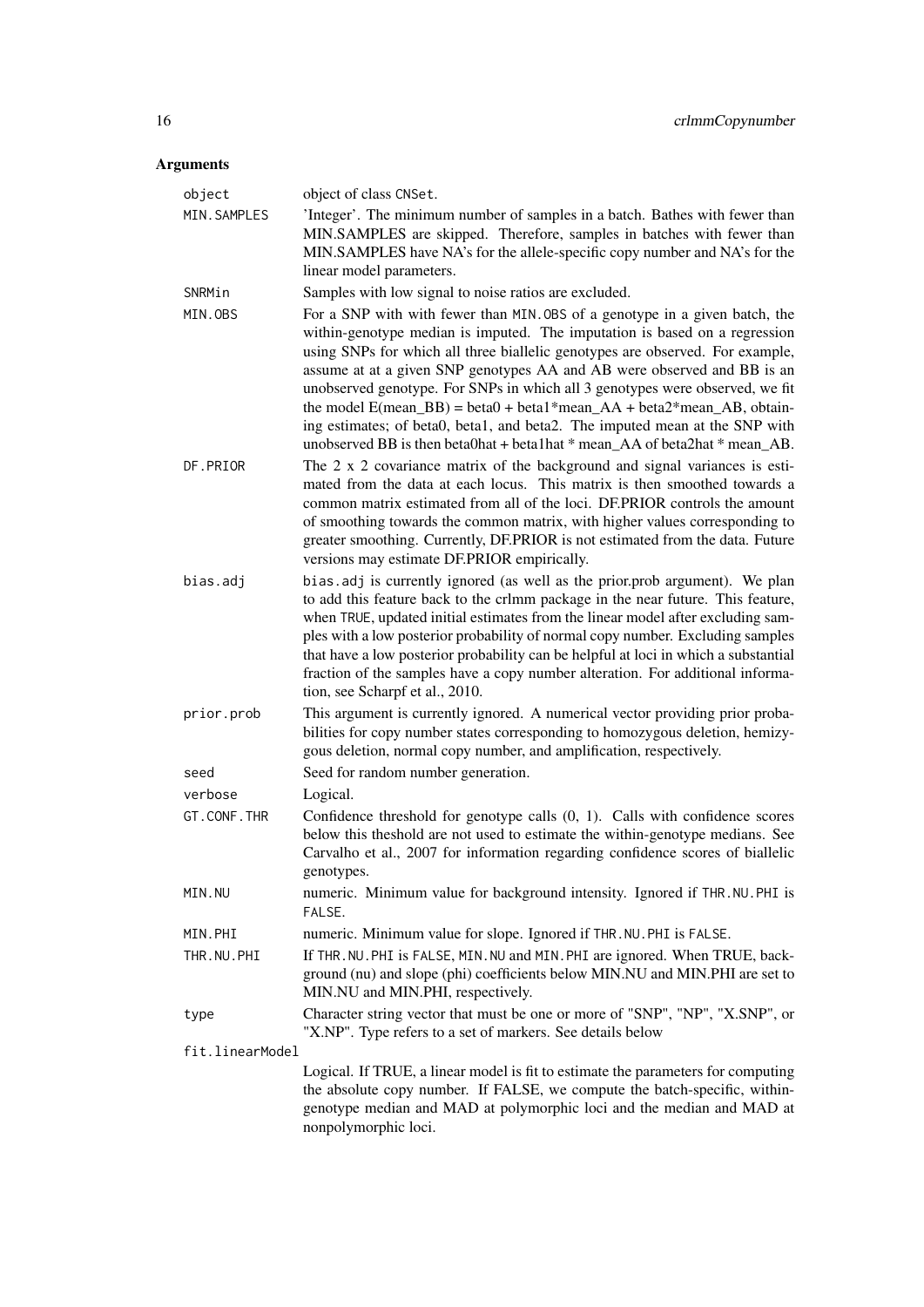## Arguments

**object** — object of class `CNSet`.

**MIN.SAMPLES** — 'Integer'. The minimum number of samples in a batch. Bathes with fewer than MIN.SAMPLES are skipped. Therefore, samples in batches with fewer than MIN.SAMPLES have NA's for the allele-specific copy number and NA's for the linear model parameters.

**SNRMin** — Samples with low signal to noise ratios are excluded.

**MIN.OBS** — For a SNP with with fewer than `MIN.OBS` of a genotype in a given batch, the within-genotype median is imputed. The imputation is based on a regression using SNPs for which all three biallelic genotypes are observed. For example, assume at at a given SNP genotypes AA and AB were observed and BB is an unobserved genotype. For SNPs in which all 3 genotypes were observed, we fit the model E(mean_BB) = beta0 + beta1*mean_AA + beta2*mean_AB, obtaining estimates; of beta0, beta1, and beta2. The imputed mean at the SNP with unobserved BB is then beta0hat + beta1hat * mean_AA of beta2hat * mean_AB.

**DF.PRIOR** — The 2 x 2 covariance matrix of the background and signal variances is estimated from the data at each locus. This matrix is then smoothed towards a common matrix estimated from all of the loci. DF.PRIOR controls the amount of smoothing towards the common matrix, with higher values corresponding to greater smoothing. Currently, DF.PRIOR is not estimated from the data. Future versions may estimate DF.PRIOR empirically.

**bias.adj** — `bias.adj` is currently ignored (as well as the prior.prob argument). We plan to add this feature back to the crlmm package in the near future. This feature, when `TRUE`, updated initial estimates from the linear model after excluding samples with a low posterior probability of normal copy number. Excluding samples that have a low posterior probability can be helpful at loci in which a substantial fraction of the samples have a copy number alteration. For additional information, see Scharpf et al., 2010.

**prior.prob** — This argument is currently ignored. A numerical vector providing prior probabilities for copy number states corresponding to homozygous deletion, hemizygous deletion, normal copy number, and amplification, respectively.

**seed** — Seed for random number generation.

**verbose** — Logical.

**GT.CONF.THR** — Confidence threshold for genotype calls (0, 1). Calls with confidence scores below this theshold are not used to estimate the within-genotype medians. See Carvalho et al., 2007 for information regarding confidence scores of biallelic genotypes.

**MIN.NU** — numeric. Minimum value for background intensity. Ignored if `THR.NU.PHI` is `FALSE`.

**MIN.PHI** — numeric. Minimum value for slope. Ignored if `THR.NU.PHI` is `FALSE`.

**THR.NU.PHI** — If `THR.NU.PHI` is `FALSE`, `MIN.NU` and `MIN.PHI` are ignored. When TRUE, background (nu) and slope (phi) coefficients below MIN.NU and MIN.PHI are set to MIN.NU and MIN.PHI, respectively.

**type** — Character string vector that must be one or more of "SNP", "NP", "X.SNP", or "X.NP". Type refers to a set of markers. See details below

**fit.linearModel** — Logical. If TRUE, a linear model is fit to estimate the parameters for computing the absolute copy number. If FALSE, we compute the batch-specific, within-genotype median and MAD at polymorphic loci and the median and MAD at nonpolymorphic loci.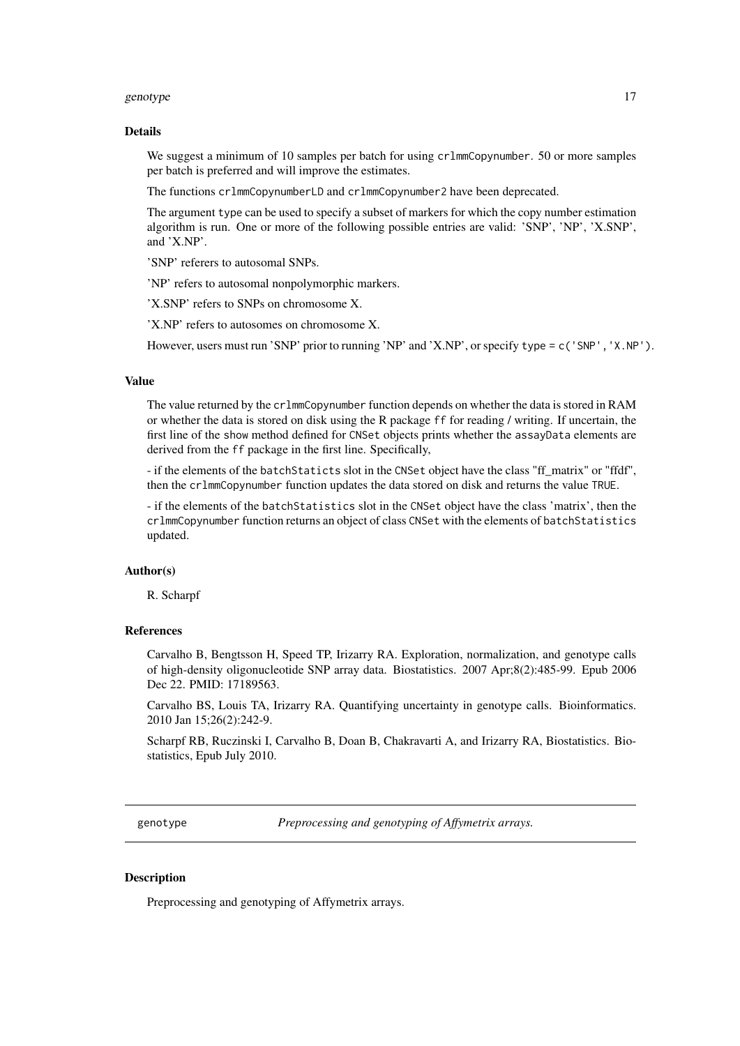## Details

We suggest a minimum of 10 samples per batch for using `crlmmCopynumber`. 50 or more samples per batch is preferred and will improve the estimates.

The functions `crlmmCopynumberLD` and `crlmmCopynumber2` have been deprecated.

The argument `type` can be used to specify a subset of markers for which the copy number estimation algorithm is run. One or more of the following possible entries are valid: 'SNP', 'NP', 'X.SNP', and 'X.NP'.

'SNP' referers to autosomal SNPs.

'NP' refers to autosomal nonpolymorphic markers.

'X.SNP' refers to SNPs on chromosome X.

'X.NP' refers to autosomes on chromosome X.

However, users must run 'SNP' prior to running 'NP' and 'X.NP', or specify `type = c('SNP', 'X.NP')`.

## Value

The value returned by the `crlmmCopynumber` function depends on whether the data is stored in RAM or whether the data is stored on disk using the R package `ff` for reading / writing. If uncertain, the first line of the `show` method defined for `CNSet` objects prints whether the `assayData` elements are derived from the `ff` package in the first line. Specifically,

- if the elements of the `batchStaticts` slot in the `CNSet` object have the class "ff_matrix" or "ffdf", then the `crlmmCopynumber` function updates the data stored on disk and returns the value `TRUE`.

- if the elements of the `batchStatistics` slot in the `CNSet` object have the class 'matrix', then the `crlmmCopynumber` function returns an object of class `CNSet` with the elements of `batchStatistics` updated.

## Author(s)

R. Scharpf

## References

Carvalho B, Bengtsson H, Speed TP, Irizarry RA. Exploration, normalization, and genotype calls of high-density oligonucleotide SNP array data. Biostatistics. 2007 Apr;8(2):485-99. Epub 2006 Dec 22. PMID: 17189563.

Carvalho BS, Louis TA, Irizarry RA. Quantifying uncertainty in genotype calls. Bioinformatics. 2010 Jan 15;26(2):242-9.

Scharpf RB, Ruczinski I, Carvalho B, Doan B, Chakravarti A, and Irizarry RA, Biostatistics. Biostatistics, Epub July 2010.

---

# genotype — *Preprocessing and genotyping of Affymetrix arrays.*

## Description

Preprocessing and genotyping of Affymetrix arrays.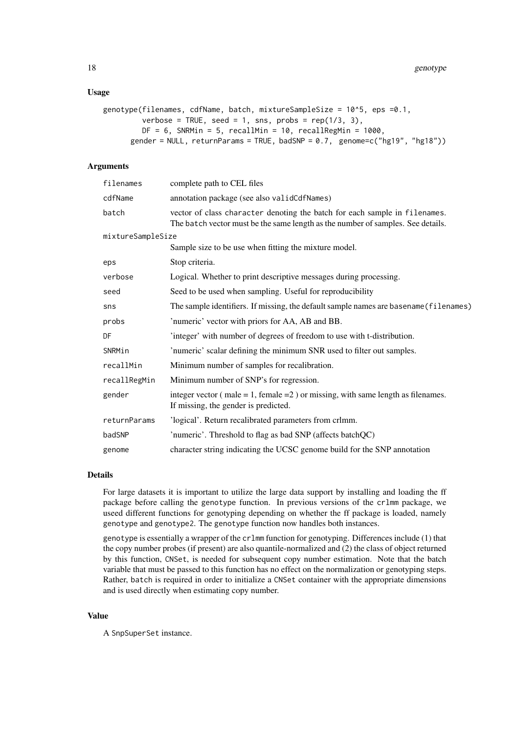## Usage

```
genotype(filenames, cdfName, batch, mixtureSampleSize = 10^5, eps =0.1,
         verbose = TRUE, seed = 1, sns, probs = rep(1/3, 3),
         DF = 6, SNRMin = 5, recallMin = 10, recallRegMin = 1000,
      gender = NULL, returnParams = TRUE, badSNP = 0.7,  genome=c("hg19", "hg18"))
```

## Arguments

| Argument | Description |
|---|---|
| `filenames` | complete path to CEL files |
| `cdfName` | annotation package (see also `validCdfNames`) |
| `batch` | vector of class `character` denoting the batch for each sample in `filenames`. The `batch` vector must be the same length as the number of samples. See details. |
| `mixtureSampleSize` | Sample size to be use when fitting the mixture model. |
| `eps` | Stop criteria. |
| `verbose` | Logical. Whether to print descriptive messages during processing. |
| `seed` | Seed to be used when sampling. Useful for reproducibility |
| `sns` | The sample identifiers. If missing, the default sample names are `basename(filenames)` |
| `probs` | 'numeric' vector with priors for AA, AB and BB. |
| `DF` | 'integer' with number of degrees of freedom to use with t-distribution. |
| `SNRMin` | 'numeric' scalar defining the minimum SNR used to filter out samples. |
| `recallMin` | Minimum number of samples for recalibration. |
| `recallRegMin` | Minimum number of SNP's for regression. |
| `gender` | integer vector ( male = 1, female =2 ) or missing, with same length as filenames. If missing, the gender is predicted. |
| `returnParams` | 'logical'. Return recalibrated parameters from crlmm. |
| `badSNP` | 'numeric'. Threshold to flag as bad SNP (affects batchQC) |
| `genome` | character string indicating the UCSC genome build for the SNP annotation |

## Details

For large datasets it is important to utilize the large data support by installing and loading the ff package before calling the `genotype` function. In previous versions of the `crlmm` package, we useed different functions for genotyping depending on whether the ff package is loaded, namely `genotype` and `genotype2`. The `genotype` function now handles both instances.

`genotype` is essentially a wrapper of the `crlmm` function for genotyping. Differences include (1) that the copy number probes (if present) are also quantile-normalized and (2) the class of object returned by this function, `CNSet`, is needed for subsequent copy number estimation. Note that the batch variable that must be passed to this function has no effect on the normalization or genotyping steps. Rather, `batch` is required in order to initialize a `CNSet` container with the appropriate dimensions and is used directly when estimating copy number.

## Value

A `SnpSuperSet` instance.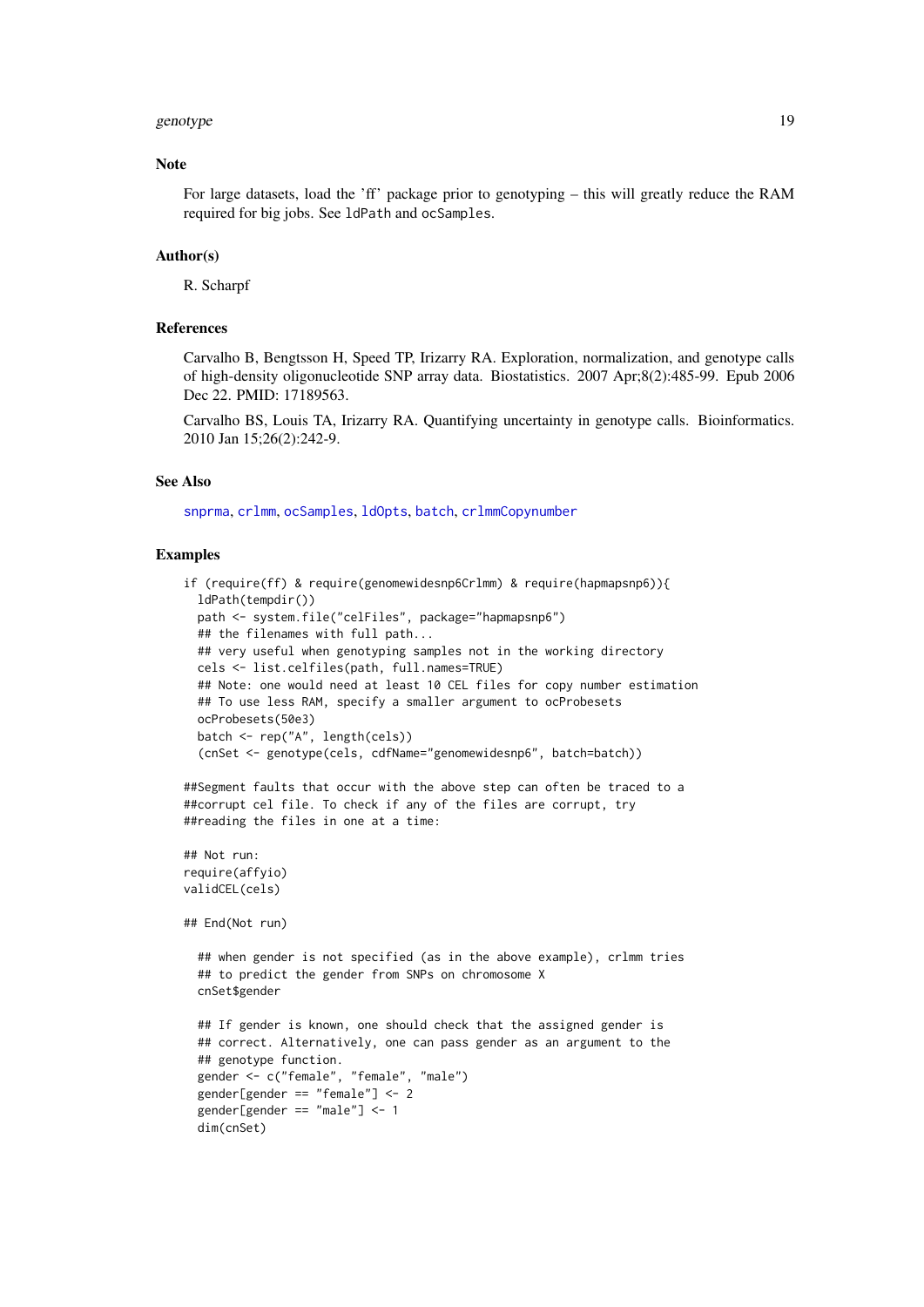## Note

For large datasets, load the 'ff' package prior to genotyping – this will greatly reduce the RAM required for big jobs. See ldPath and ocSamples.

## Author(s)

R. Scharpf

## References

Carvalho B, Bengtsson H, Speed TP, Irizarry RA. Exploration, normalization, and genotype calls of high-density oligonucleotide SNP array data. Biostatistics. 2007 Apr;8(2):485-99. Epub 2006 Dec 22. PMID: 17189563.

Carvalho BS, Louis TA, Irizarry RA. Quantifying uncertainty in genotype calls. Bioinformatics. 2010 Jan 15;26(2):242-9.

## See Also

snprma, crlmm, ocSamples, ldOpts, batch, crlmmCopynumber

## Examples

```
if (require(ff) & require(genomewidesnp6Crlmm) & require(hapmapsnp6)){
  ldPath(tempdir())
  path <- system.file("celFiles", package="hapmapsnp6")
  ## the filenames with full path...
  ## very useful when genotyping samples not in the working directory
  cels <- list.celfiles(path, full.names=TRUE)
  ## Note: one would need at least 10 CEL files for copy number estimation
  ## To use less RAM, specify a smaller argument to ocProbesets
  ocProbesets(50e3)
  batch <- rep("A", length(cels))
  (cnSet <- genotype(cels, cdfName="genomewidesnp6", batch=batch))

##Segment faults that occur with the above step can often be traced to a
##corrupt cel file. To check if any of the files are corrupt, try
##reading the files in one at a time:

## Not run:
require(affyio)
validCEL(cels)

## End(Not run)

  ## when gender is not specified (as in the above example), crlmm tries
  ## to predict the gender from SNPs on chromosome X
  cnSet$gender

  ## If gender is known, one should check that the assigned gender is
  ## correct. Alternatively, one can pass gender as an argument to the
  ## genotype function.
  gender <- c("female", "female", "male")
  gender[gender == "female"] <- 2
  gender[gender == "male"] <- 1
  dim(cnSet)
```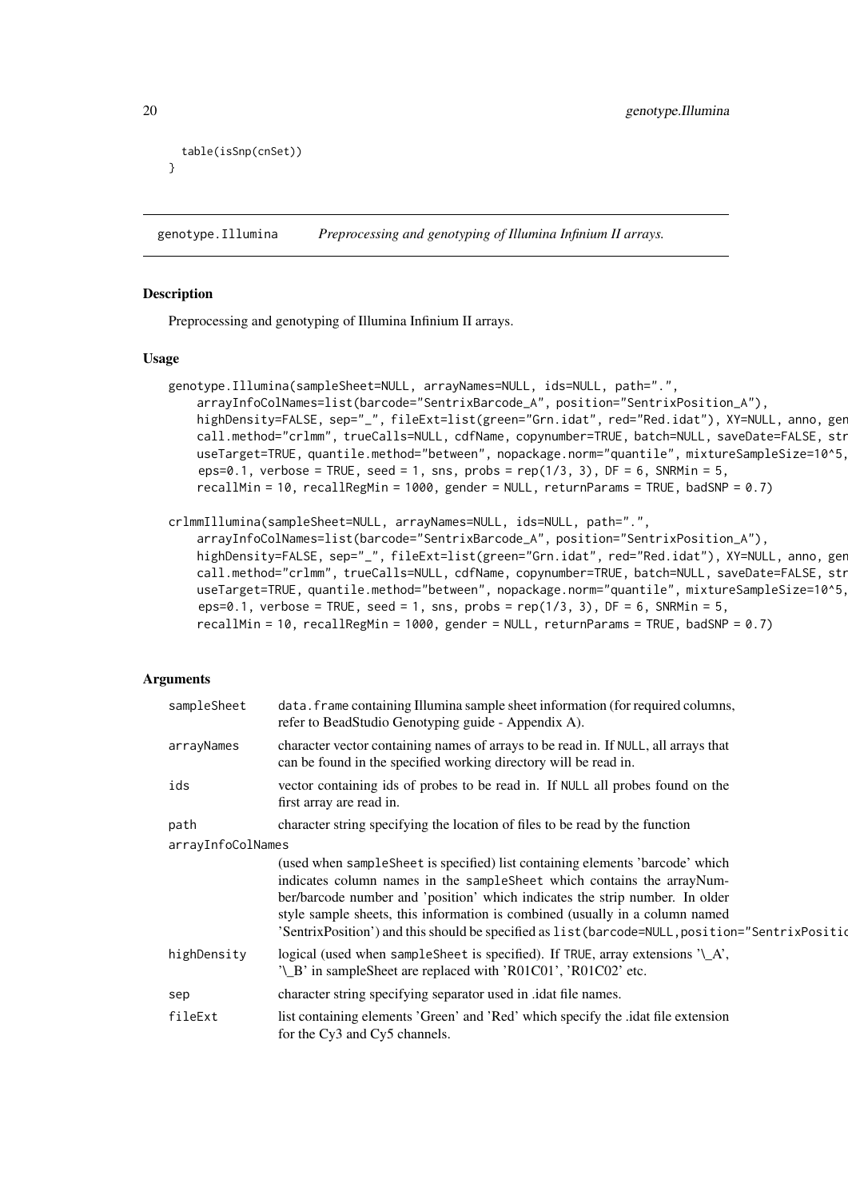```
  table(isSnp(cnSet))
}
```

## genotype.Illumina *Preprocessing and genotyping of Illumina Infinium II arrays.*

### Description

Preprocessing and genotyping of Illumina Infinium II arrays.

### Usage

```
genotype.Illumina(sampleSheet=NULL, arrayNames=NULL, ids=NULL, path=".",
    arrayInfoColNames=list(barcode="SentrixBarcode_A", position="SentrixPosition_A"),
    highDensity=FALSE, sep="_", fileExt=list(green="Grn.idat", red="Red.idat"), XY=NULL, anno, gen
    call.method="crlmm", trueCalls=NULL, cdfName, copynumber=TRUE, batch=NULL, saveDate=FALSE, str
    useTarget=TRUE, quantile.method="between", nopackage.norm="quantile", mixtureSampleSize=10^5,
    eps=0.1, verbose = TRUE, seed = 1, sns, probs = rep(1/3, 3), DF = 6, SNRMin = 5,
    recallMin = 10, recallRegMin = 1000, gender = NULL, returnParams = TRUE, badSNP = 0.7)

crlmmIllumina(sampleSheet=NULL, arrayNames=NULL, ids=NULL, path=".",
    arrayInfoColNames=list(barcode="SentrixBarcode_A", position="SentrixPosition_A"),
    highDensity=FALSE, sep="_", fileExt=list(green="Grn.idat", red="Red.idat"), XY=NULL, anno, gen
    call.method="crlmm", trueCalls=NULL, cdfName, copynumber=TRUE, batch=NULL, saveDate=FALSE, str
    useTarget=TRUE, quantile.method="between", nopackage.norm="quantile", mixtureSampleSize=10^5,
    eps=0.1, verbose = TRUE, seed = 1, sns, probs = rep(1/3, 3), DF = 6, SNRMin = 5,
    recallMin = 10, recallRegMin = 1000, gender = NULL, returnParams = TRUE, badSNP = 0.7)
```

### Arguments

| | |
|---|---|
| `sampleSheet` | `data.frame` containing Illumina sample sheet information (for required columns, refer to BeadStudio Genotyping guide - Appendix A). |
| `arrayNames` | character vector containing names of arrays to be read in. If `NULL`, all arrays that can be found in the specified working directory will be read in. |
| `ids` | vector containing ids of probes to be read in. If `NULL` all probes found on the first array are read in. |
| `path` | character string specifying the location of files to be read by the function |
| `arrayInfoColNames` | (used when `sampleSheet` is specified) list containing elements 'barcode' which indicates column names in the `sampleSheet` which contains the arrayNumber/barcode number and 'position' which indicates the strip number. In older style sample sheets, this information is combined (usually in a column named 'SentrixPosition') and this should be specified as `list(barcode=NULL,position="SentrixPositic` |
| `highDensity` | logical (used when `sampleSheet` is specified). If `TRUE`, array extensions '\_A', '\_B' in sampleSheet are replaced with 'R01C01', 'R01C02' etc. |
| `sep` | character string specifying separator used in .idat file names. |
| `fileExt` | list containing elements 'Green' and 'Red' which specify the .idat file extension for the Cy3 and Cy5 channels. |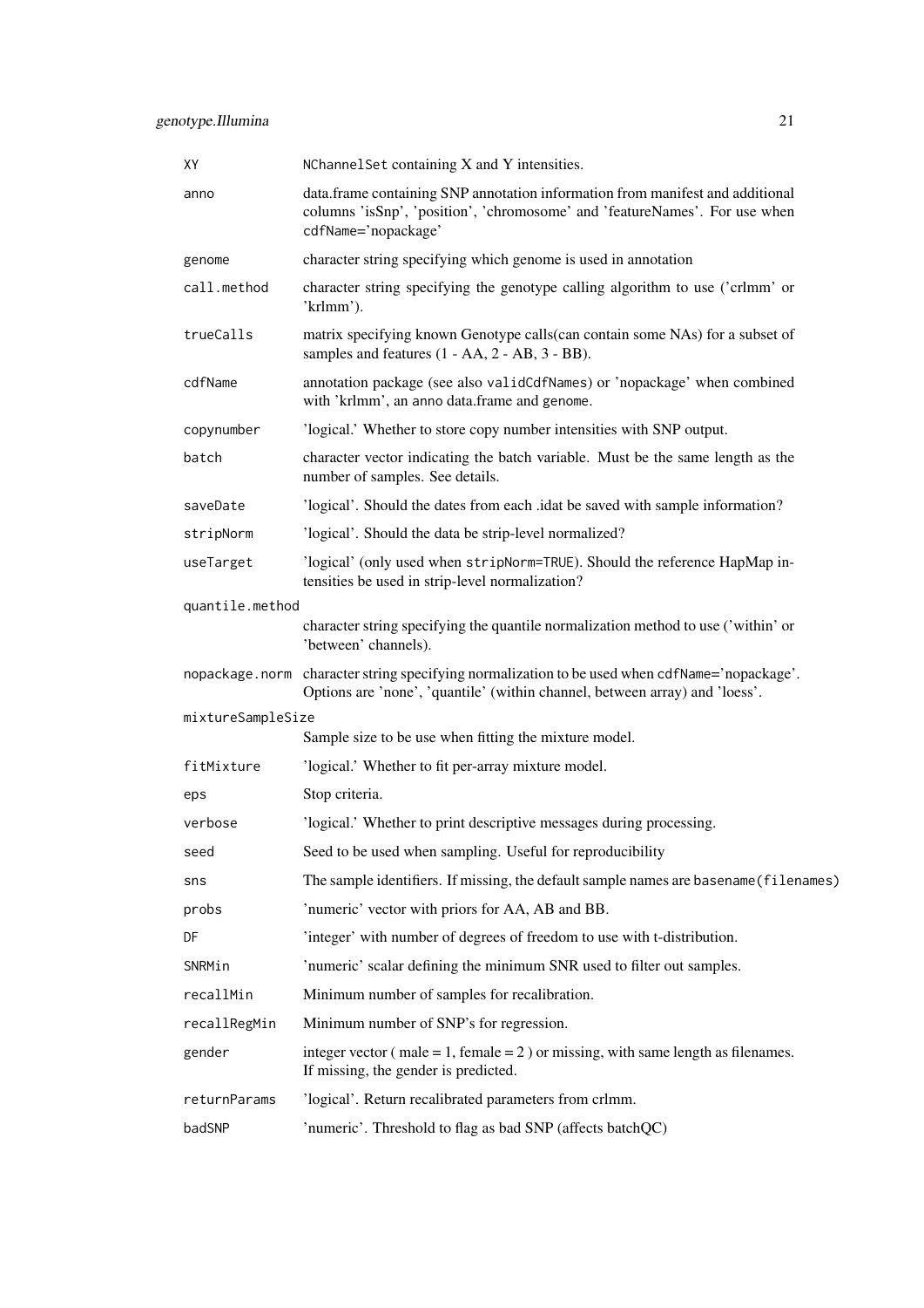| | |
|---|---|
| `XY` | `NChannelSet` containing X and Y intensities. |
| `anno` | data.frame containing SNP annotation information from manifest and additional columns 'isSnp', 'position', 'chromosome' and 'featureNames'. For use when `cdfName='nopackage'` |
| `genome` | character string specifying which genome is used in annotation |
| `call.method` | character string specifying the genotype calling algorithm to use ('crlmm' or 'krlmm'). |
| `trueCalls` | matrix specifying known Genotype calls(can contain some NAs) for a subset of samples and features (1 - AA, 2 - AB, 3 - BB). |
| `cdfName` | annotation package (see also `validCdfNames`) or 'nopackage' when combined with 'krlmm', an `anno` data.frame and `genome`. |
| `copynumber` | 'logical.' Whether to store copy number intensities with SNP output. |
| `batch` | character vector indicating the batch variable. Must be the same length as the number of samples. See details. |
| `saveDate` | 'logical'. Should the dates from each .idat be saved with sample information? |
| `stripNorm` | 'logical'. Should the data be strip-level normalized? |
| `useTarget` | 'logical' (only used when `stripNorm=TRUE`). Should the reference HapMap intensities be used in strip-level normalization? |
| `quantile.method` | character string specifying the quantile normalization method to use ('within' or 'between' channels). |
| `nopackage.norm` | character string specifying normalization to be used when `cdfName='nopackage'`. Options are 'none', 'quantile' (within channel, between array) and 'loess'. |
| `mixtureSampleSize` | Sample size to be use when fitting the mixture model. |
| `fitMixture` | 'logical.' Whether to fit per-array mixture model. |
| `eps` | Stop criteria. |
| `verbose` | 'logical.' Whether to print descriptive messages during processing. |
| `seed` | Seed to be used when sampling. Useful for reproducibility |
| `sns` | The sample identifiers. If missing, the default sample names are `basename(filenames)` |
| `probs` | 'numeric' vector with priors for AA, AB and BB. |
| `DF` | 'integer' with number of degrees of freedom to use with t-distribution. |
| `SNRMin` | 'numeric' scalar defining the minimum SNR used to filter out samples. |
| `recallMin` | Minimum number of samples for recalibration. |
| `recallRegMin` | Minimum number of SNP's for regression. |
| `gender` | integer vector ( male = 1, female = 2 ) or missing, with same length as filenames. If missing, the gender is predicted. |
| `returnParams` | 'logical'. Return recalibrated parameters from crlmm. |
| `badSNP` | 'numeric'. Threshold to flag as bad SNP (affects batchQC) |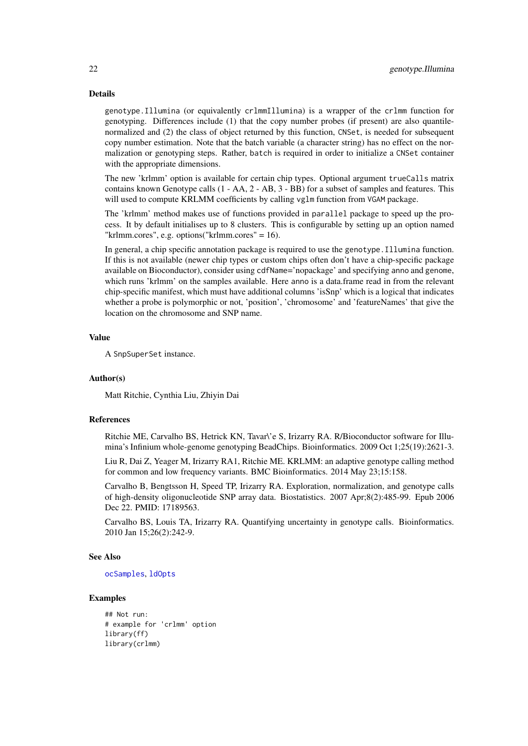## Details

genotype.Illumina (or equivalently crlmmIllumina) is a wrapper of the crlmm function for genotyping. Differences include (1) that the copy number probes (if present) are also quantile-normalized and (2) the class of object returned by this function, CNSet, is needed for subsequent copy number estimation. Note that the batch variable (a character string) has no effect on the normalization or genotyping steps. Rather, batch is required in order to initialize a CNSet container with the appropriate dimensions.

The new 'krlmm' option is available for certain chip types. Optional argument trueCalls matrix contains known Genotype calls (1 - AA, 2 - AB, 3 - BB) for a subset of samples and features. This will used to compute KRLMM coefficients by calling vglm function from VGAM package.

The 'krlmm' method makes use of functions provided in parallel package to speed up the process. It by default initialises up to 8 clusters. This is configurable by setting up an option named "krlmm.cores", e.g. options("krlmm.cores" = 16).

In general, a chip specific annotation package is required to use the genotype.Illumina function. If this is not available (newer chip types or custom chips often don't have a chip-specific package available on Bioconductor), consider using cdfName='nopackage' and specifying anno and genome, which runs 'krlmm' on the samples available. Here anno is a data.frame read in from the relevant chip-specific manifest, which must have additional columns 'isSnp' which is a logical that indicates whether a probe is polymorphic or not, 'position', 'chromosome' and 'featureNames' that give the location on the chromosome and SNP name.

## Value

A SnpSuperSet instance.

## Author(s)

Matt Ritchie, Cynthia Liu, Zhiyin Dai

## References

Ritchie ME, Carvalho BS, Hetrick KN, Tavar\'e S, Irizarry RA. R/Bioconductor software for Illumina's Infinium whole-genome genotyping BeadChips. Bioinformatics. 2009 Oct 1;25(19):2621-3.

Liu R, Dai Z, Yeager M, Irizarry RA1, Ritchie ME. KRLMM: an adaptive genotype calling method for common and low frequency variants. BMC Bioinformatics. 2014 May 23;15:158.

Carvalho B, Bengtsson H, Speed TP, Irizarry RA. Exploration, normalization, and genotype calls of high-density oligonucleotide SNP array data. Biostatistics. 2007 Apr;8(2):485-99. Epub 2006 Dec 22. PMID: 17189563.

Carvalho BS, Louis TA, Irizarry RA. Quantifying uncertainty in genotype calls. Bioinformatics. 2010 Jan 15;26(2):242-9.

## See Also

ocSamples, ldOpts

## Examples

```
## Not run:
# example for 'crlmm' option
library(ff)
library(crlmm)
```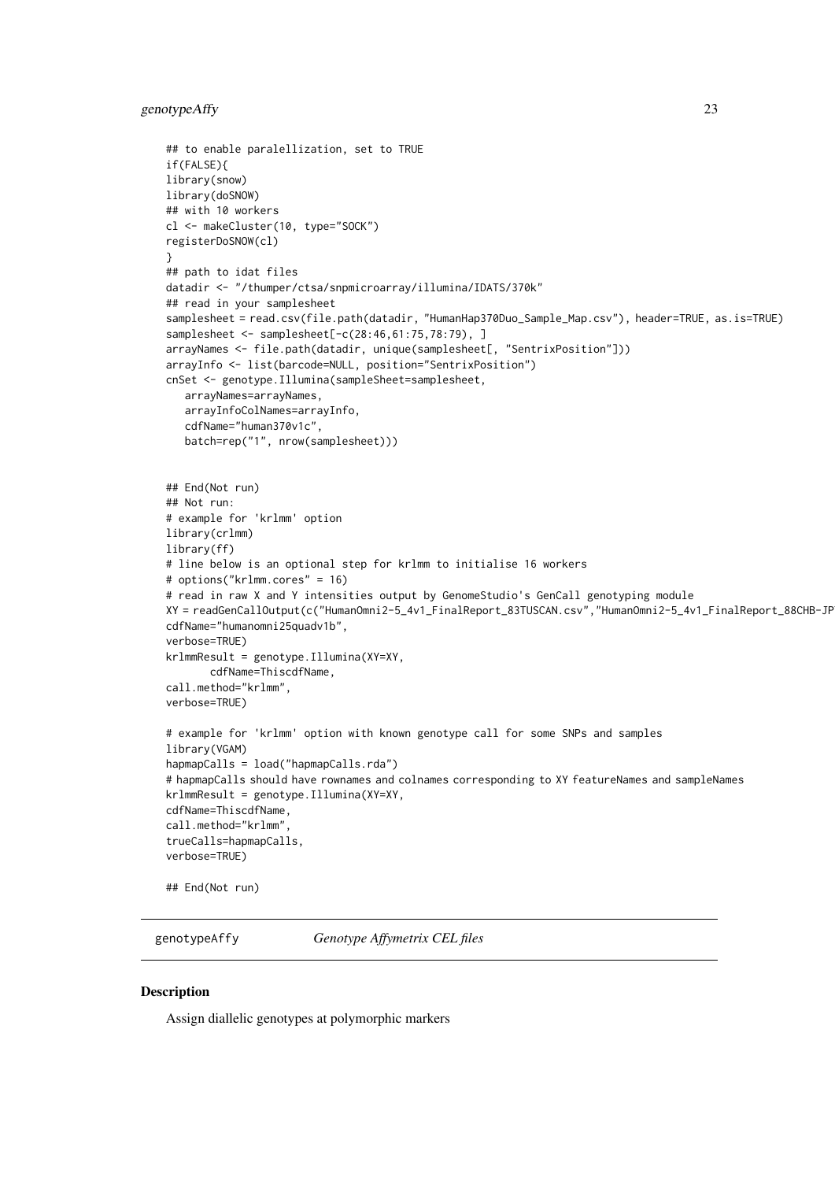```
## to enable paralellization, set to TRUE
if(FALSE){
library(snow)
library(doSNOW)
## with 10 workers
cl <- makeCluster(10, type="SOCK")
registerDoSNOW(cl)
}
## path to idat files
datadir <- "/thumper/ctsa/snpmicroarray/illumina/IDATS/370k"
## read in your samplesheet
samplesheet = read.csv(file.path(datadir, "HumanHap370Duo_Sample_Map.csv"), header=TRUE, as.is=TRUE)
samplesheet <- samplesheet[-c(28:46,61:75,78:79), ]
arrayNames <- file.path(datadir, unique(samplesheet[, "SentrixPosition"]))
arrayInfo <- list(barcode=NULL, position="SentrixPosition")
cnSet <- genotype.Illumina(sampleSheet=samplesheet,
   arrayNames=arrayNames,
   arrayInfoColNames=arrayInfo,
   cdfName="human370v1c",
   batch=rep("1", nrow(samplesheet)))


## End(Not run)
## Not run:
# example for 'krlmm' option
library(crlmm)
library(ff)
# line below is an optional step for krlmm to initialise 16 workers
# options("krlmm.cores" = 16)
# read in raw X and Y intensities output by GenomeStudio's GenCall genotyping module
XY = readGenCallOutput(c("HumanOmni2-5_4v1_FinalReport_83TUSCAN.csv","HumanOmni2-5_4v1_FinalReport_88CHB-JP
cdfName="humanomni25quadv1b",
verbose=TRUE)
krlmmResult = genotype.Illumina(XY=XY,
      cdfName=ThiscdfName,
call.method="krlmm",
verbose=TRUE)

# example for 'krlmm' option with known genotype call for some SNPs and samples
library(VGAM)
hapmapCalls = load("hapmapCalls.rda")
# hapmapCalls should have rownames and colnames corresponding to XY featureNames and sampleNames
krlmmResult = genotype.Illumina(XY=XY,
cdfName=ThiscdfName,
call.method="krlmm",
trueCalls=hapmapCalls,
verbose=TRUE)

## End(Not run)
```

---

## genotypeAffy — *Genotype Affymetrix CEL files*

### Description

Assign diallelic genotypes at polymorphic markers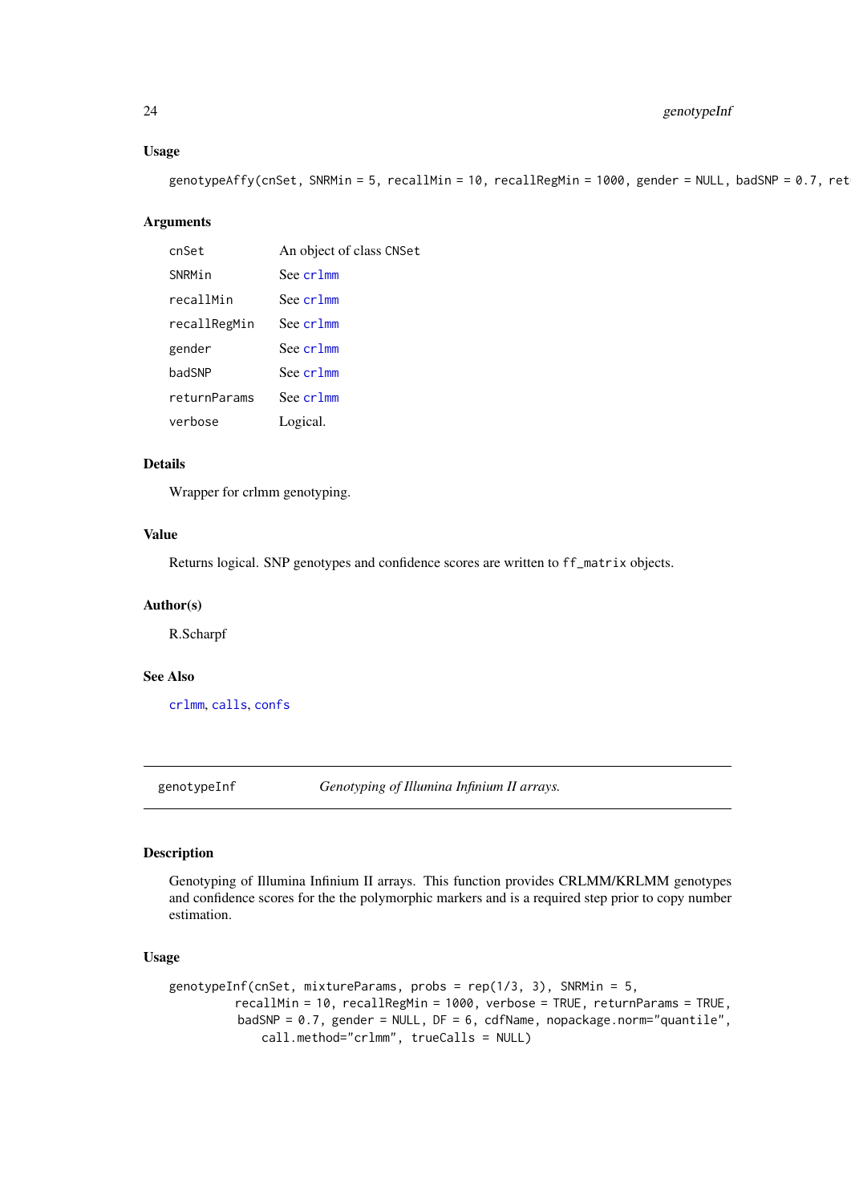### Usage

```
genotypeAffy(cnSet, SNRMin = 5, recallMin = 10, recallRegMin = 1000, gender = NULL, badSNP = 0.7, ret
```

### Arguments

| | |
|---|---|
| cnSet | An object of class CNSet |
| SNRMin | See crlmm |
| recallMin | See crlmm |
| recallRegMin | See crlmm |
| gender | See crlmm |
| badSNP | See crlmm |
| returnParams | See crlmm |
| verbose | Logical. |

### Details

Wrapper for crlmm genotyping.

### Value

Returns logical. SNP genotypes and confidence scores are written to `ff_matrix` objects.

### Author(s)

R.Scharpf

### See Also

crlmm, calls, confs

---

## genotypeInf — *Genotyping of Illumina Infinium II arrays.*

---

### Description

Genotyping of Illumina Infinium II arrays. This function provides CRLMM/KRLMM genotypes and confidence scores for the the polymorphic markers and is a required step prior to copy number estimation.

### Usage

```
genotypeInf(cnSet, mixtureParams, probs = rep(1/3, 3), SNRMin = 5,
          recallMin = 10, recallRegMin = 1000, verbose = TRUE, returnParams = TRUE,
           badSNP = 0.7, gender = NULL, DF = 6, cdfName, nopackage.norm="quantile",
              call.method="crlmm", trueCalls = NULL)
```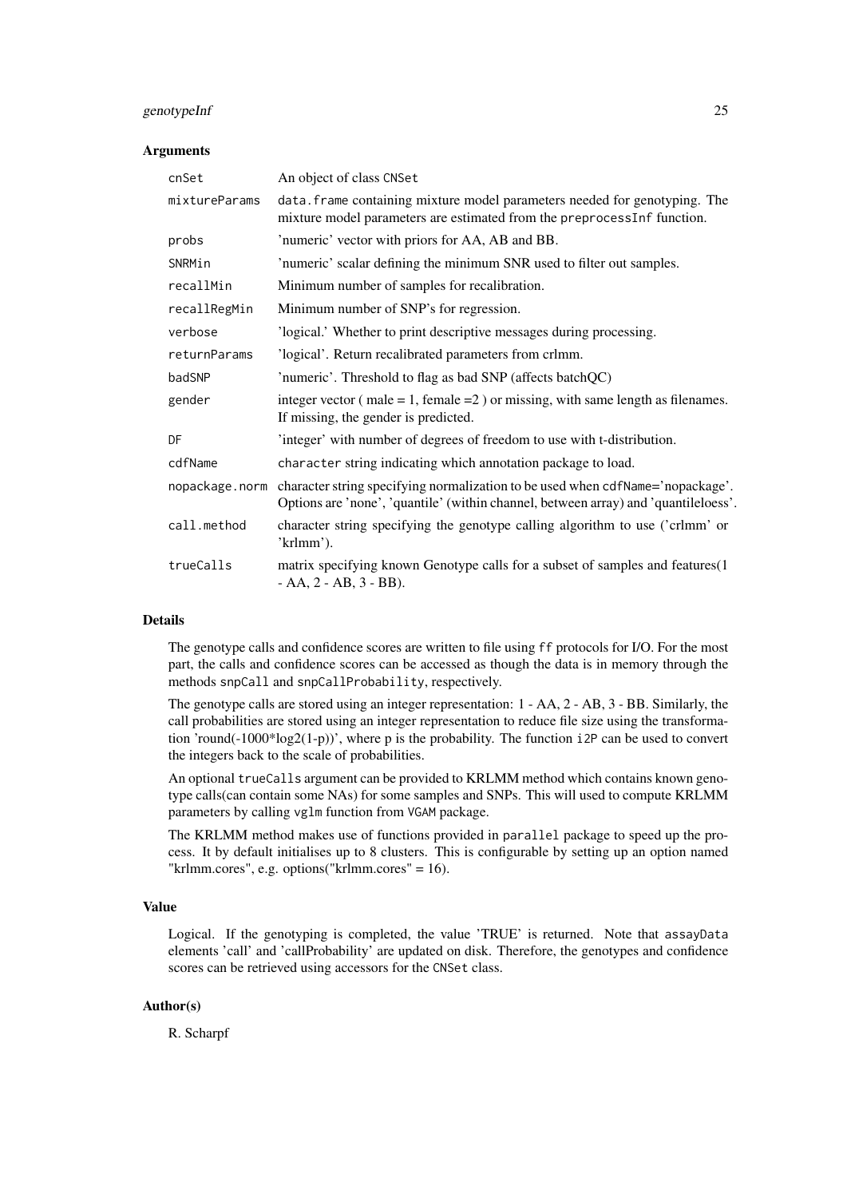### Arguments

| Argument | Description |
|---|---|
| `cnSet` | An object of class `CNSet` |
| `mixtureParams` | `data.frame` containing mixture model parameters needed for genotyping. The mixture model parameters are estimated from the `preprocessInf` function. |
| `probs` | 'numeric' vector with priors for AA, AB and BB. |
| `SNRMin` | 'numeric' scalar defining the minimum SNR used to filter out samples. |
| `recallMin` | Minimum number of samples for recalibration. |
| `recallRegMin` | Minimum number of SNP's for regression. |
| `verbose` | 'logical.' Whether to print descriptive messages during processing. |
| `returnParams` | 'logical'. Return recalibrated parameters from crlmm. |
| `badSNP` | 'numeric'. Threshold to flag as bad SNP (affects batchQC) |
| `gender` | integer vector ( male = 1, female =2 ) or missing, with same length as filenames. If missing, the gender is predicted. |
| `DF` | 'integer' with number of degrees of freedom to use with t-distribution. |
| `cdfName` | `character` string indicating which annotation package to load. |
| `nopackage.norm` | character string specifying normalization to be used when `cdfName`='nopackage'. Options are 'none', 'quantile' (within channel, between array) and 'quantileloess'. |
| `call.method` | character string specifying the genotype calling algorithm to use ('crlmm' or 'krlmm'). |
| `trueCalls` | matrix specifying known Genotype calls for a subset of samples and features(1 - AA, 2 - AB, 3 - BB). |

### Details

The genotype calls and confidence scores are written to file using `ff` protocols for I/O. For the most part, the calls and confidence scores can be accessed as though the data is in memory through the methods `snpCall` and `snpCallProbability`, respectively.

The genotype calls are stored using an integer representation: 1 - AA, 2 - AB, 3 - BB. Similarly, the call probabilities are stored using an integer representation to reduce file size using the transformation 'round(-1000*log2(1-p))', where p is the probability. The function `i2P` can be used to convert the integers back to the scale of probabilities.

An optional `trueCalls` argument can be provided to KRLMM method which contains known genotype calls(can contain some NAs) for some samples and SNPs. This will used to compute KRLMM parameters by calling `vglm` function from `VGAM` package.

The KRLMM method makes use of functions provided in `parallel` package to speed up the process. It by default initialises up to 8 clusters. This is configurable by setting up an option named "krlmm.cores", e.g. options("krlmm.cores" = 16).

### Value

Logical. If the genotyping is completed, the value 'TRUE' is returned. Note that `assayData` elements 'call' and 'callProbability' are updated on disk. Therefore, the genotypes and confidence scores can be retrieved using accessors for the `CNSet` class.

### Author(s)

R. Scharpf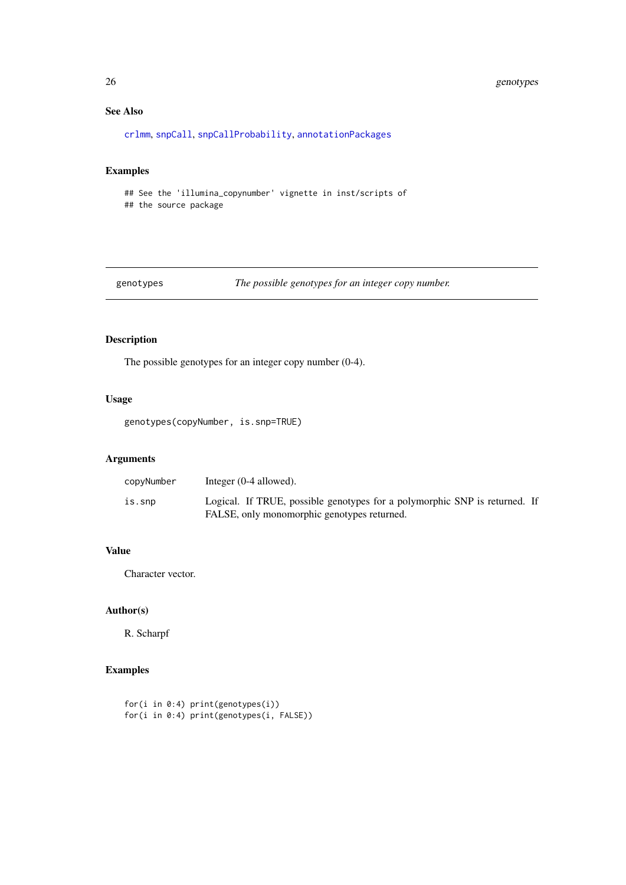### See Also

crlmm, snpCall, snpCallProbability, annotationPackages

### Examples

```
## See the 'illumina_copynumber' vignette in inst/scripts of
## the source package
```

---

## genotypes — *The possible genotypes for an integer copy number.*

---

### Description

The possible genotypes for an integer copy number (0-4).

### Usage

```
genotypes(copyNumber, is.snp=TRUE)
```

### Arguments

| | |
|---|---|
| copyNumber | Integer (0-4 allowed). |
| is.snp | Logical. If TRUE, possible genotypes for a polymorphic SNP is returned. If FALSE, only monomorphic genotypes returned. |

### Value

Character vector.

### Author(s)

R. Scharpf

### Examples

```
for(i in 0:4) print(genotypes(i))
for(i in 0:4) print(genotypes(i, FALSE))
```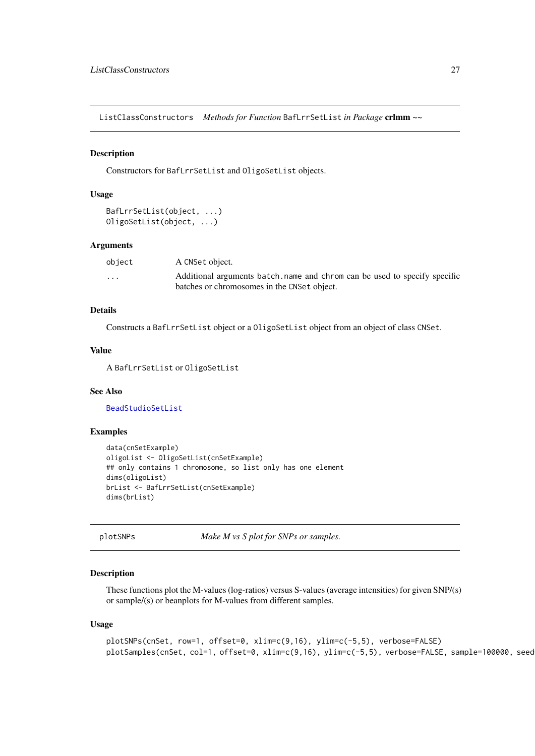## ListClassConstructors *Methods for Function* BafLrrSetList *in Package* **crlmm** ~~

### Description

Constructors for BafLrrSetList and OligoSetList objects.

### Usage

```
BafLrrSetList(object, ...)
OligoSetList(object, ...)
```

### Arguments

| | |
|---|---|
| object | A CNSet object. |
| ... | Additional arguments batch.name and chrom can be used to specify specific batches or chromosomes in the CNSet object. |

### Details

Constructs a BafLrrSetList object or a OligoSetList object from an object of class CNSet.

### Value

A BafLrrSetList or OligoSetList

### See Also

BeadStudioSetList

### Examples

```
data(cnSetExample)
oligoList <- OligoSetList(cnSetExample)
## only contains 1 chromosome, so list only has one element
dims(oligoList)
brList <- BafLrrSetList(cnSetExample)
dims(brList)
```

## plotSNPs *Make M vs S plot for SNPs or samples.*

### Description

These functions plot the M-values (log-ratios) versus S-values (average intensities) for given SNP/(s) or sample/(s) or beanplots for M-values from different samples.

### Usage

```
plotSNPs(cnSet, row=1, offset=0, xlim=c(9,16), ylim=c(-5,5), verbose=FALSE)
plotSamples(cnSet, col=1, offset=0, xlim=c(9,16), ylim=c(-5,5), verbose=FALSE, sample=100000, seed
```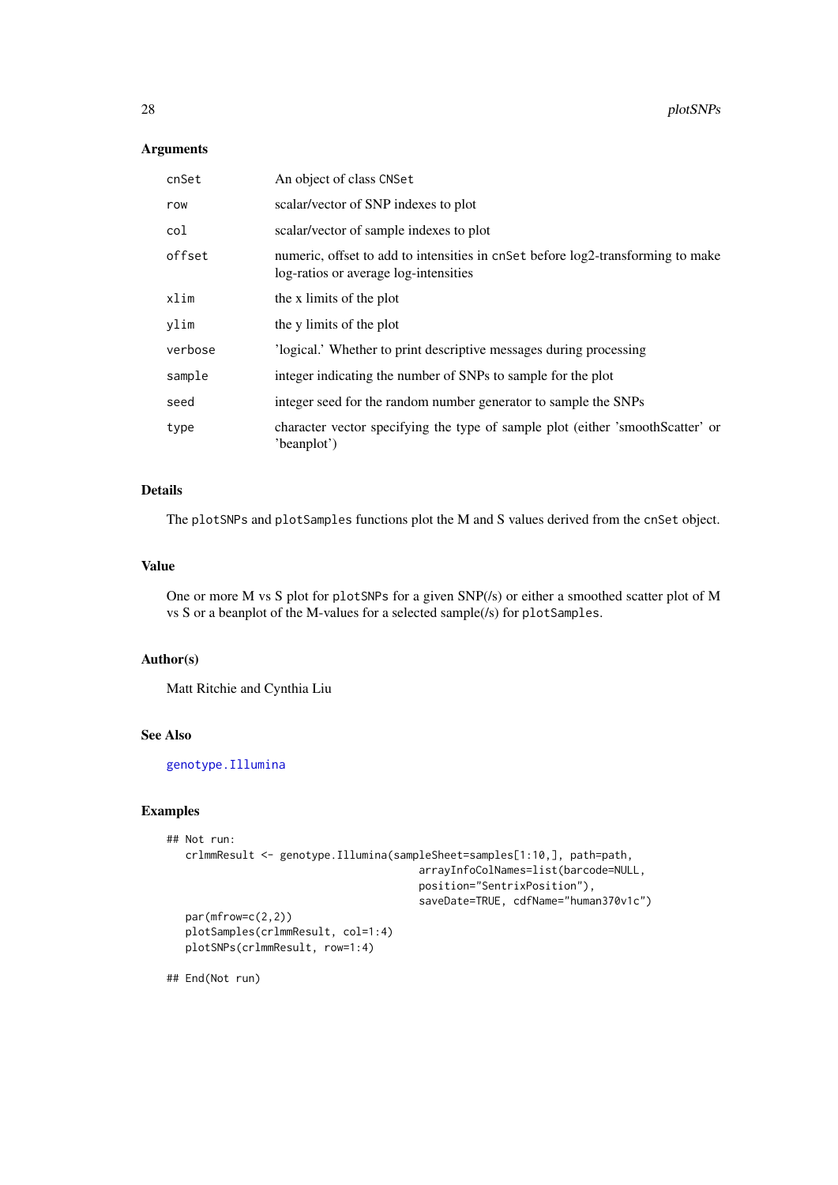### Arguments

| | |
|---|---|
| `cnSet` | An object of class `CNSet` |
| `row` | scalar/vector of SNP indexes to plot |
| `col` | scalar/vector of sample indexes to plot |
| `offset` | numeric, offset to add to intensities in `cnSet` before log2-transforming to make log-ratios or average log-intensities |
| `xlim` | the x limits of the plot |
| `ylim` | the y limits of the plot |
| `verbose` | 'logical.' Whether to print descriptive messages during processing |
| `sample` | integer indicating the number of SNPs to sample for the plot |
| `seed` | integer seed for the random number generator to sample the SNPs |
| `type` | character vector specifying the type of sample plot (either 'smoothScatter' or 'beanplot') |

### Details

The `plotSNPs` and `plotSamples` functions plot the M and S values derived from the `cnSet` object.

### Value

One or more M vs S plot for `plotSNPs` for a given SNP(/s) or either a smoothed scatter plot of M vs S or a beanplot of the M-values for a selected sample(/s) for `plotSamples`.

### Author(s)

Matt Ritchie and Cynthia Liu

### See Also

`genotype.Illumina`

### Examples

```
## Not run:
   crlmmResult <- genotype.Illumina(sampleSheet=samples[1:10,], path=path,
                                    arrayInfoColNames=list(barcode=NULL,
                                    position="SentrixPosition"),
                                    saveDate=TRUE, cdfName="human370v1c")
   par(mfrow=c(2,2))
   plotSamples(crlmmResult, col=1:4)
   plotSNPs(crlmmResult, row=1:4)

## End(Not run)
```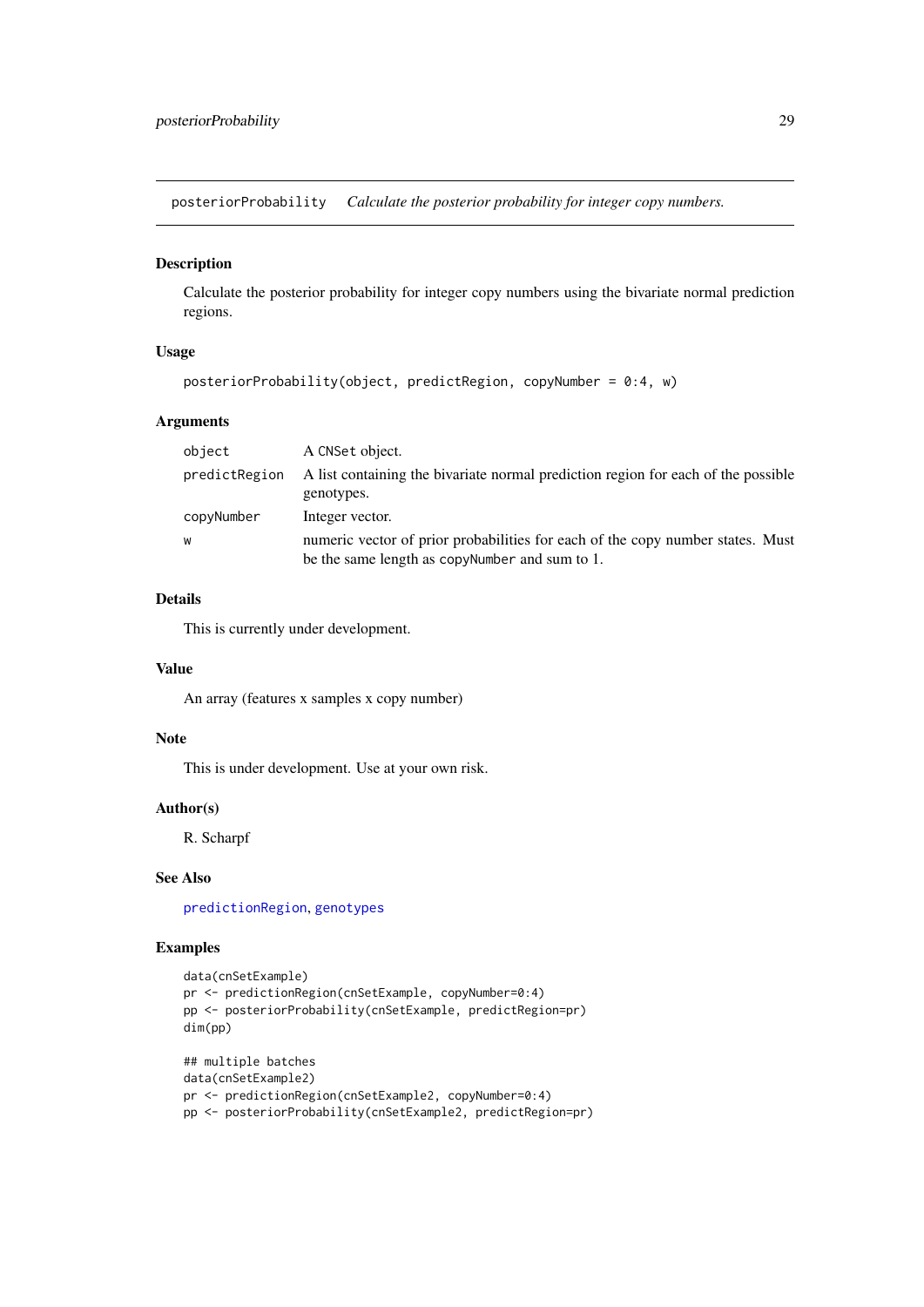posteriorProbability *Calculate the posterior probability for integer copy numbers.*

## Description

Calculate the posterior probability for integer copy numbers using the bivariate normal prediction regions.

## Usage

```
posteriorProbability(object, predictRegion, copyNumber = 0:4, w)
```

## Arguments

| | |
|---|---|
| `object` | A `CNSet` object. |
| `predictRegion` | A list containing the bivariate normal prediction region for each of the possible genotypes. |
| `copyNumber` | Integer vector. |
| `w` | numeric vector of prior probabilities for each of the copy number states. Must be the same length as `copyNumber` and sum to 1. |

## Details

This is currently under development.

## Value

An array (features x samples x copy number)

## Note

This is under development. Use at your own risk.

## Author(s)

R. Scharpf

## See Also

`predictionRegion`, `genotypes`

## Examples

```
data(cnSetExample)
pr <- predictionRegion(cnSetExample, copyNumber=0:4)
pp <- posteriorProbability(cnSetExample, predictRegion=pr)
dim(pp)

## multiple batches
data(cnSetExample2)
pr <- predictionRegion(cnSetExample2, copyNumber=0:4)
pp <- posteriorProbability(cnSetExample2, predictRegion=pr)
```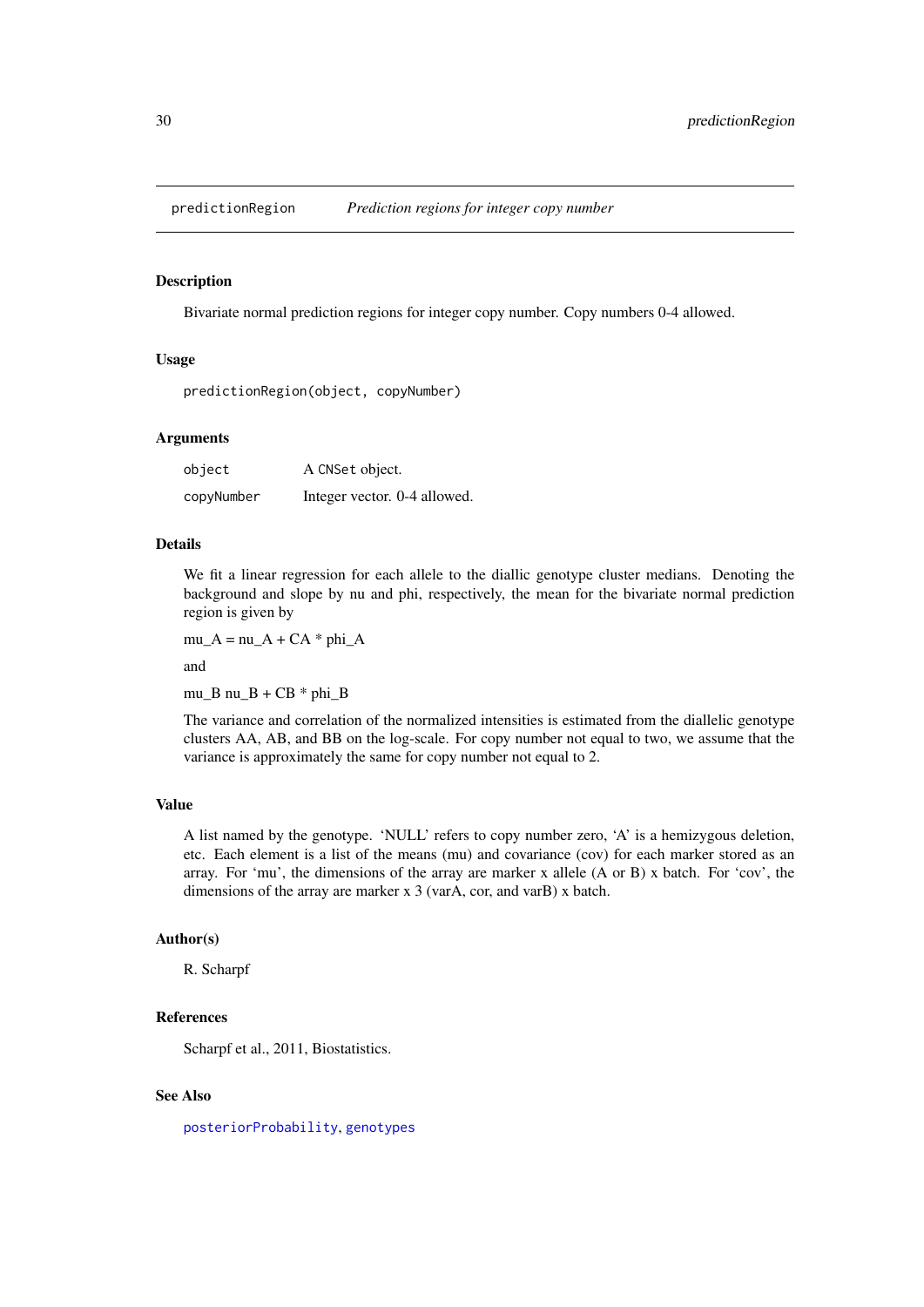# predictionRegion — *Prediction regions for integer copy number*

## Description

Bivariate normal prediction regions for integer copy number. Copy numbers 0-4 allowed.

## Usage

```
predictionRegion(object, copyNumber)
```

## Arguments

| | |
|---|---|
| `object` | A `CNSet` object. |
| `copyNumber` | Integer vector. 0-4 allowed. |

## Details

We fit a linear regression for each allele to the diallic genotype cluster medians. Denoting the background and slope by nu and phi, respectively, the mean for the bivariate normal prediction region is given by

mu_A = nu_A + CA * phi_A

and

mu_B nu_B + CB * phi_B

The variance and correlation of the normalized intensities is estimated from the diallelic genotype clusters AA, AB, and BB on the log-scale. For copy number not equal to two, we assume that the variance is approximately the same for copy number not equal to 2.

## Value

A list named by the genotype. 'NULL' refers to copy number zero, 'A' is a hemizygous deletion, etc. Each element is a list of the means (mu) and covariance (cov) for each marker stored as an array. For 'mu', the dimensions of the array are marker x allele (A or B) x batch. For 'cov', the dimensions of the array are marker x 3 (varA, cor, and varB) x batch.

## Author(s)

R. Scharpf

## References

Scharpf et al., 2011, Biostatistics.

## See Also

`posteriorProbability`, `genotypes`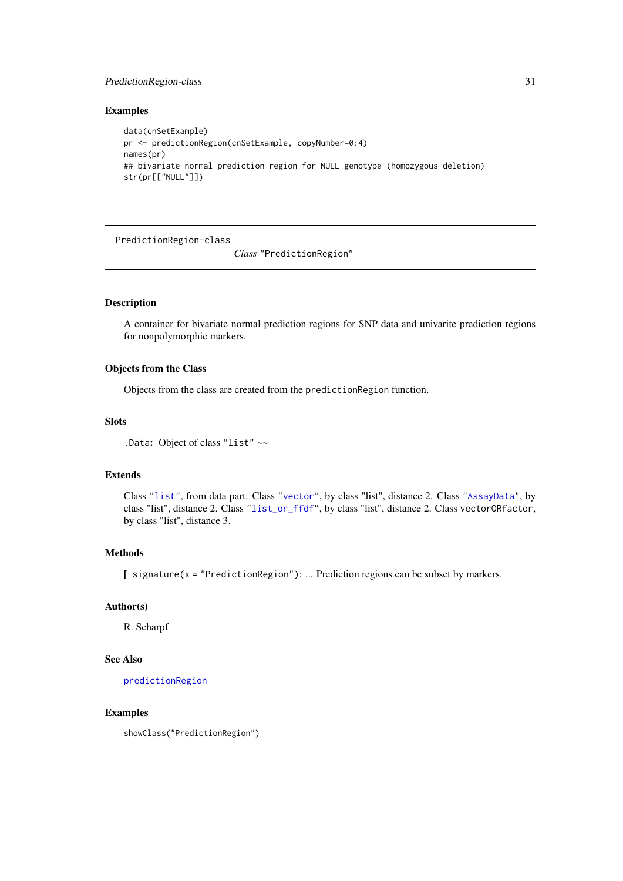### Examples

```
data(cnSetExample)
pr <- predictionRegion(cnSetExample, copyNumber=0:4)
names(pr)
## bivariate normal prediction region for NULL genotype (homozygous deletion)
str(pr[["NULL"]])
```

---

PredictionRegion-class    *Class* "PredictionRegion"

---

### Description

A container for bivariate normal prediction regions for SNP data and univarite prediction regions for nonpolymorphic markers.

### Objects from the Class

Objects from the class are created from the `predictionRegion` function.

### Slots

`.Data`: Object of class `"list"` ~~

### Extends

Class `"list"`, from data part. Class `"vector"`, by class "list", distance 2. Class `"AssayData"`, by class "list", distance 2. Class `"list_or_ffdf"`, by class "list", distance 2. Class `vectorORfactor`, by class "list", distance 3.

### Methods

**[** `signature(x = "PredictionRegion")`: ... Prediction regions can be subset by markers.

### Author(s)

R. Scharpf

### See Also

`predictionRegion`

### Examples

```
showClass("PredictionRegion")
```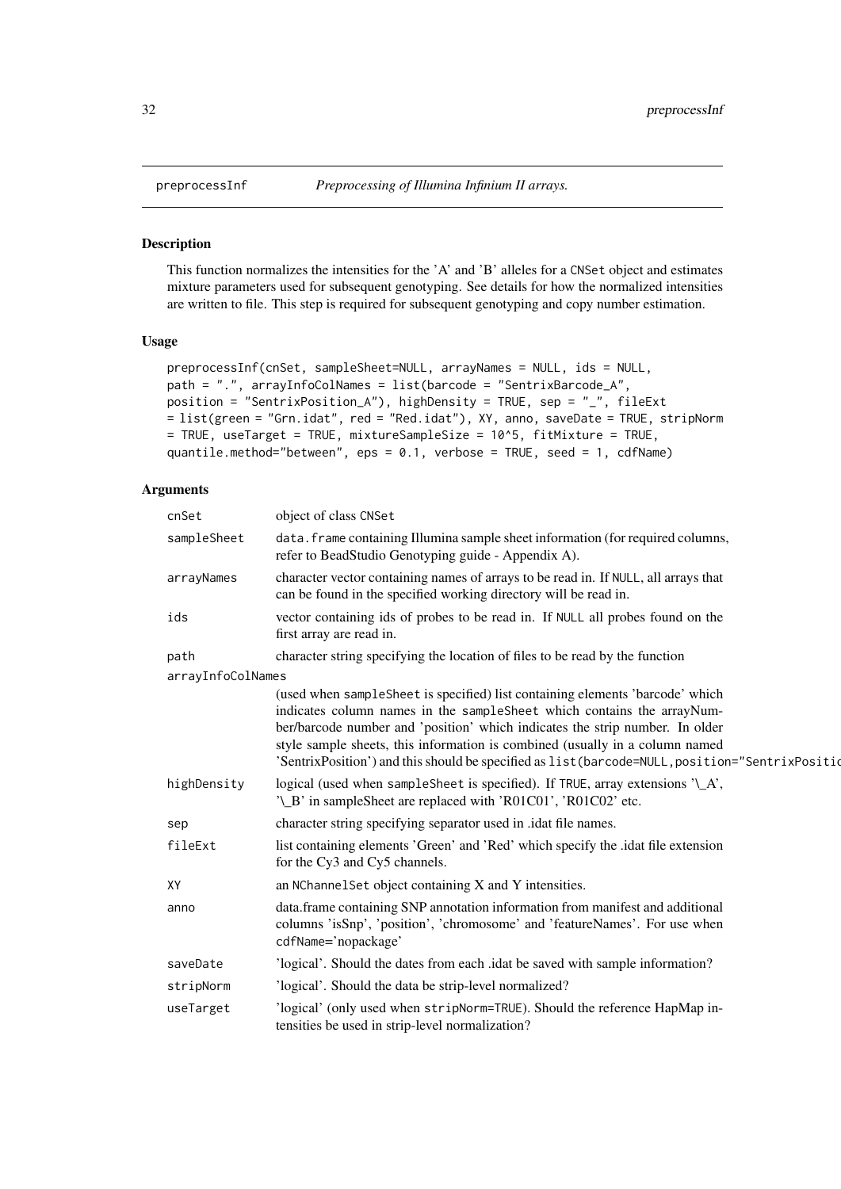preprocessInf *Preprocessing of Illumina Infinium II arrays.*

## Description

This function normalizes the intensities for the 'A' and 'B' alleles for a CNSet object and estimates mixture parameters used for subsequent genotyping. See details for how the normalized intensities are written to file. This step is required for subsequent genotyping and copy number estimation.

## Usage

```
preprocessInf(cnSet, sampleSheet=NULL, arrayNames = NULL, ids = NULL,
path = ".", arrayInfoColNames = list(barcode = "SentrixBarcode_A",
position = "SentrixPosition_A"), highDensity = TRUE, sep = "_", fileExt
= list(green = "Grn.idat", red = "Red.idat"), XY, anno, saveDate = TRUE, stripNorm
= TRUE, useTarget = TRUE, mixtureSampleSize = 10^5, fitMixture = TRUE,
quantile.method="between", eps = 0.1, verbose = TRUE, seed = 1, cdfName)
```

## Arguments

| Argument | Description |
|---|---|
| cnSet | object of class CNSet |
| sampleSheet | data.frame containing Illumina sample sheet information (for required columns, refer to BeadStudio Genotyping guide - Appendix A). |
| arrayNames | character vector containing names of arrays to be read in. If NULL, all arrays that can be found in the specified working directory will be read in. |
| ids | vector containing ids of probes to be read in. If NULL all probes found on the first array are read in. |
| path | character string specifying the location of files to be read by the function |
| arrayInfoColNames | (used when sampleSheet is specified) list containing elements 'barcode' which indicates column names in the sampleSheet which contains the arrayNumber/barcode number and 'position' which indicates the strip number. In older style sample sheets, this information is combined (usually in a column named 'SentrixPosition') and this should be specified as list(barcode=NULL,position="SentrixPositio |
| highDensity | logical (used when sampleSheet is specified). If TRUE, array extensions '\_A', '\_B' in sampleSheet are replaced with 'R01C01', 'R01C02' etc. |
| sep | character string specifying separator used in .idat file names. |
| fileExt | list containing elements 'Green' and 'Red' which specify the .idat file extension for the Cy3 and Cy5 channels. |
| XY | an NChannelSet object containing X and Y intensities. |
| anno | data.frame containing SNP annotation information from manifest and additional columns 'isSnp', 'position', 'chromosome' and 'featureNames'. For use when cdfName='nopackage' |
| saveDate | 'logical'. Should the dates from each .idat be saved with sample information? |
| stripNorm | 'logical'. Should the data be strip-level normalized? |
| useTarget | 'logical' (only used when stripNorm=TRUE). Should the reference HapMap intensities be used in strip-level normalization? |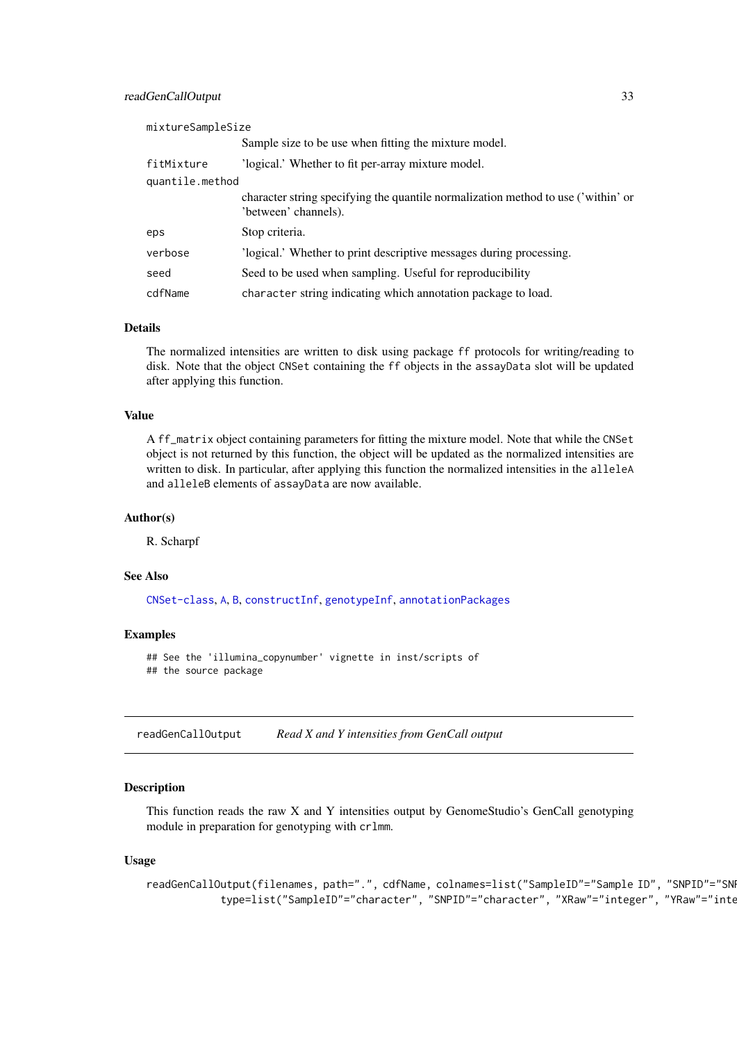| | |
|---|---|
| mixtureSampleSize | Sample size to be use when fitting the mixture model. |
| fitMixture | 'logical.' Whether to fit per-array mixture model. |
| quantile.method | character string specifying the quantile normalization method to use ('within' or 'between' channels). |
| eps | Stop criteria. |
| verbose | 'logical.' Whether to print descriptive messages during processing. |
| seed | Seed to be used when sampling. Useful for reproducibility |
| cdfName | character string indicating which annotation package to load. |

### Details

The normalized intensities are written to disk using package ff protocols for writing/reading to disk. Note that the object CNSet containing the ff objects in the assayData slot will be updated after applying this function.

### Value

A ff_matrix object containing parameters for fitting the mixture model. Note that while the CNSet object is not returned by this function, the object will be updated as the normalized intensities are written to disk. In particular, after applying this function the normalized intensities in the alleleA and alleleB elements of assayData are now available.

### Author(s)

R. Scharpf

### See Also

CNSet-class, A, B, constructInf, genotypeInf, annotationPackages

### Examples

```
## See the 'illumina_copynumber' vignette in inst/scripts of
## the source package
```

---

## readGenCallOutput *Read X and Y intensities from GenCall output*

### Description

This function reads the raw X and Y intensities output by GenomeStudio's GenCall genotyping module in preparation for genotyping with crlmm.

### Usage

```
readGenCallOutput(filenames, path=".", cdfName, colnames=list("SampleID"="Sample ID", "SNPID"="SNP
            type=list("SampleID"="character", "SNPID"="character", "XRaw"="integer", "YRaw"="inte
```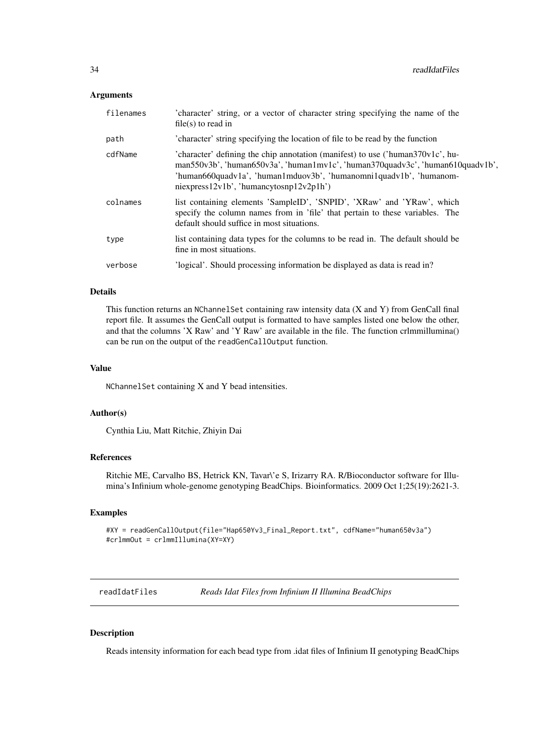### Arguments

| | |
|---|---|
| `filenames` | 'character' string, or a vector of character string specifying the name of the file(s) to read in |
| `path` | 'character' string specifying the location of file to be read by the function |
| `cdfName` | 'character' defining the chip annotation (manifest) to use ('human370v1c', human550v3b', 'human650v3a', 'human1mv1c', 'human370quadv3c', 'human610quadv1b', 'human660quadv1a', 'human1mduov3b', 'humanomni1quadv1b', 'humanomniexpress12v1b', 'humancytosnp12v2p1h') |
| `colnames` | list containing elements 'SampleID', 'SNPID', 'XRaw' and 'YRaw', which specify the column names from in 'file' that pertain to these variables. The default should suffice in most situations. |
| `type` | list containing data types for the columns to be read in. The default should be fine in most situations. |
| `verbose` | 'logical'. Should processing information be displayed as data is read in? |

### Details

This function returns an `NChannelSet` containing raw intensity data (X and Y) from GenCall final report file. It assumes the GenCall output is formatted to have samples listed one below the other, and that the columns 'X Raw' and 'Y Raw' are available in the file. The function crlmmillumina() can be run on the output of the `readGenCallOutput` function.

### Value

`NChannelSet` containing X and Y bead intensities.

### Author(s)

Cynthia Liu, Matt Ritchie, Zhiyin Dai

### References

Ritchie ME, Carvalho BS, Hetrick KN, Tavar\'e S, Irizarry RA. R/Bioconductor software for Illumina's Infinium whole-genome genotyping BeadChips. Bioinformatics. 2009 Oct 1;25(19):2621-3.

### Examples

```
#XY = readGenCallOutput(file="Hap650Yv3_Final_Report.txt", cdfName="human650v3a")
#crlmmOut = crlmmIllumina(XY=XY)
```

---

## readIdatFiles — *Reads Idat Files from Infinium II Illumina BeadChips*

---

### Description

Reads intensity information for each bead type from .idat files of Infinium II genotyping BeadChips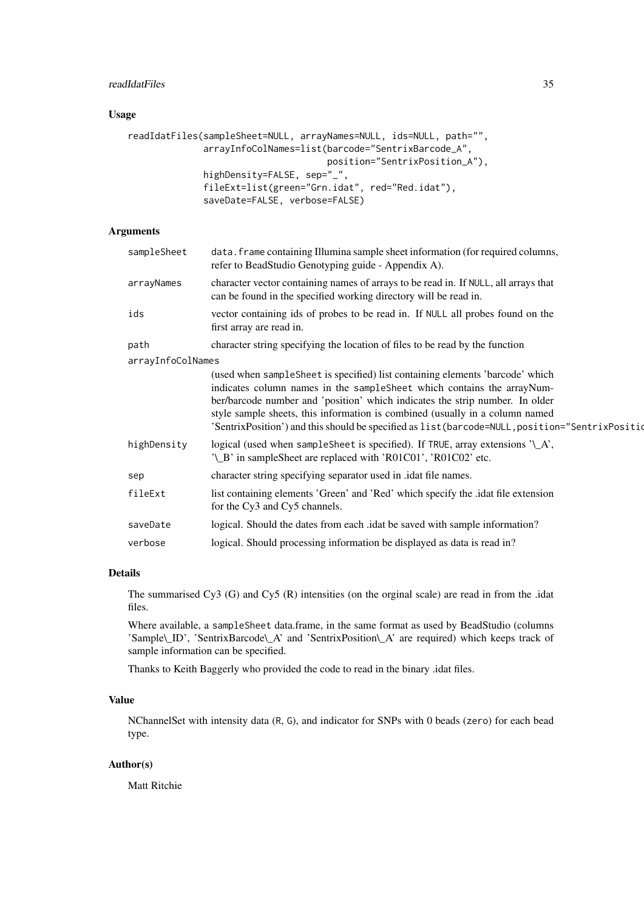## Usage

```
readIdatFiles(sampleSheet=NULL, arrayNames=NULL, ids=NULL, path="",
              arrayInfoColNames=list(barcode="SentrixBarcode_A",
                                position="SentrixPosition_A"),
              highDensity=FALSE, sep="_",
              fileExt=list(green="Grn.idat", red="Red.idat"),
              saveDate=FALSE, verbose=FALSE)
```

## Arguments

| | |
|---|---|
| sampleSheet | data.frame containing Illumina sample sheet information (for required columns, refer to BeadStudio Genotyping guide - Appendix A). |
| arrayNames | character vector containing names of arrays to be read in. If NULL, all arrays that can be found in the specified working directory will be read in. |
| ids | vector containing ids of probes to be read in. If NULL all probes found on the first array are read in. |
| path | character string specifying the location of files to be read by the function |
| arrayInfoColNames | (used when sampleSheet is specified) list containing elements 'barcode' which indicates column names in the sampleSheet which contains the arrayNumber/barcode number and 'position' which indicates the strip number. In older style sample sheets, this information is combined (usually in a column named 'SentrixPosition') and this should be specified as list(barcode=NULL,position="SentrixPositic |
| highDensity | logical (used when sampleSheet is specified). If TRUE, array extensions '\_A', '\_B' in sampleSheet are replaced with 'R01C01', 'R01C02' etc. |
| sep | character string specifying separator used in .idat file names. |
| fileExt | list containing elements 'Green' and 'Red' which specify the .idat file extension for the Cy3 and Cy5 channels. |
| saveDate | logical. Should the dates from each .idat be saved with sample information? |
| verbose | logical. Should processing information be displayed as data is read in? |

## Details

The summarised Cy3 (G) and Cy5 (R) intensities (on the orginal scale) are read in from the .idat files.

Where available, a sampleSheet data.frame, in the same format as used by BeadStudio (columns 'Sample\_ID', 'SentrixBarcode\_A' and 'SentrixPosition\_A' are required) which keeps track of sample information can be specified.

Thanks to Keith Baggerly who provided the code to read in the binary .idat files.

## Value

NChannelSet with intensity data (R, G), and indicator for SNPs with 0 beads (zero) for each bead type.

## Author(s)

Matt Ritchie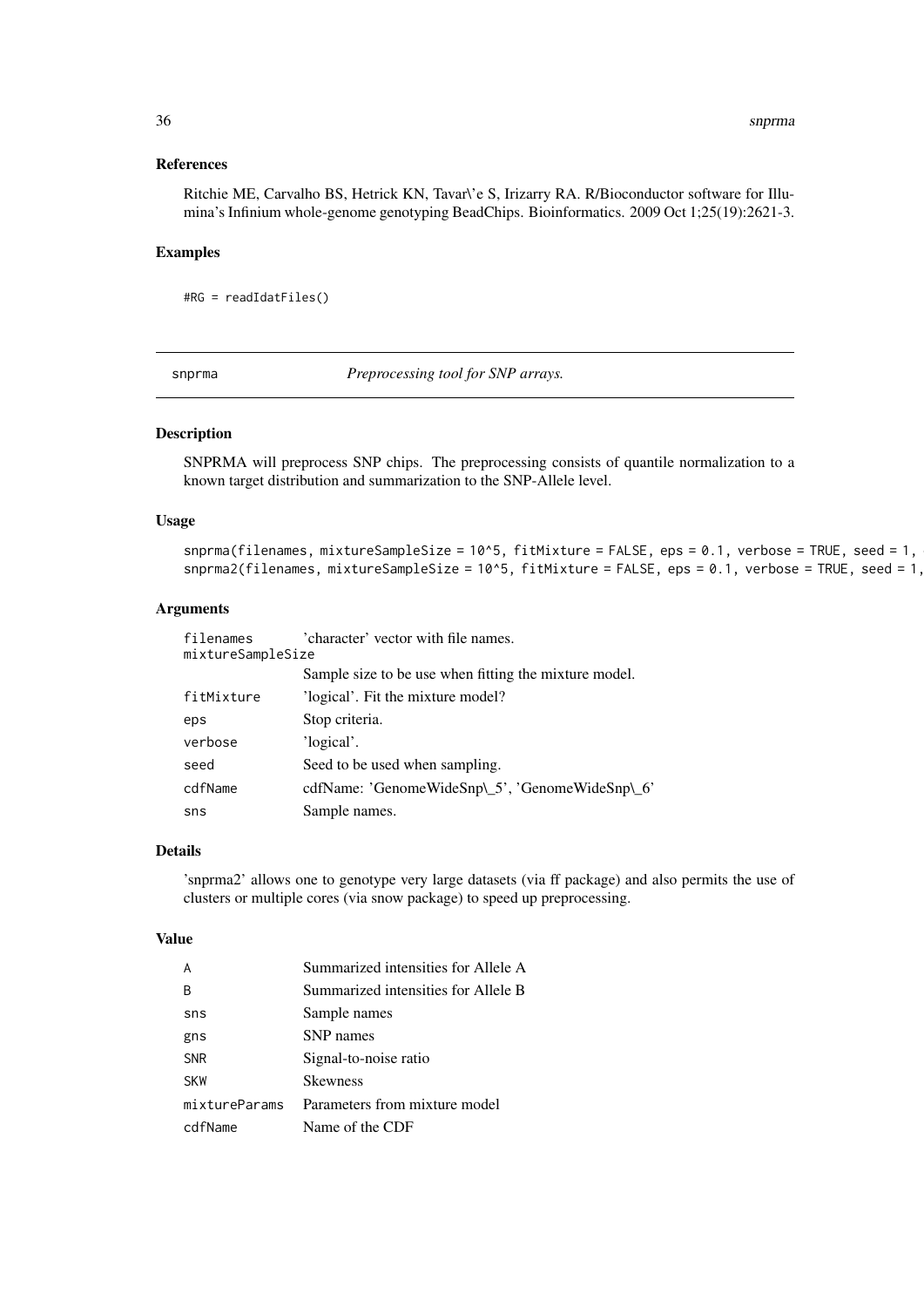### References

Ritchie ME, Carvalho BS, Hetrick KN, Tavar\'e S, Irizarry RA. R/Bioconductor software for Illumina's Infinium whole-genome genotyping BeadChips. Bioinformatics. 2009 Oct 1;25(19):2621-3.

### Examples

```
#RG = readIdatFiles()
```

---

## snprma — *Preprocessing tool for SNP arrays.*

### Description

SNPRMA will preprocess SNP chips. The preprocessing consists of quantile normalization to a known target distribution and summarization to the SNP-Allele level.

### Usage

```
snprma(filenames, mixtureSampleSize = 10^5, fitMixture = FALSE, eps = 0.1, verbose = TRUE, seed = 1, 
snprma2(filenames, mixtureSampleSize = 10^5, fitMixture = FALSE, eps = 0.1, verbose = TRUE, seed = 1,
```

### Arguments

| | |
|---|---|
| filenames | 'character' vector with file names. |
| mixtureSampleSize | Sample size to be use when fitting the mixture model. |
| fitMixture | 'logical'. Fit the mixture model? |
| eps | Stop criteria. |
| verbose | 'logical'. |
| seed | Seed to be used when sampling. |
| cdfName | cdfName: 'GenomeWideSnp\_5', 'GenomeWideSnp\_6' |
| sns | Sample names. |

### Details

'snprma2' allows one to genotype very large datasets (via ff package) and also permits the use of clusters or multiple cores (via snow package) to speed up preprocessing.

### Value

| | |
|---|---|
| A | Summarized intensities for Allele A |
| B | Summarized intensities for Allele B |
| sns | Sample names |
| gns | SNP names |
| SNR | Signal-to-noise ratio |
| SKW | Skewness |
| mixtureParams | Parameters from mixture model |
| cdfName | Name of the CDF |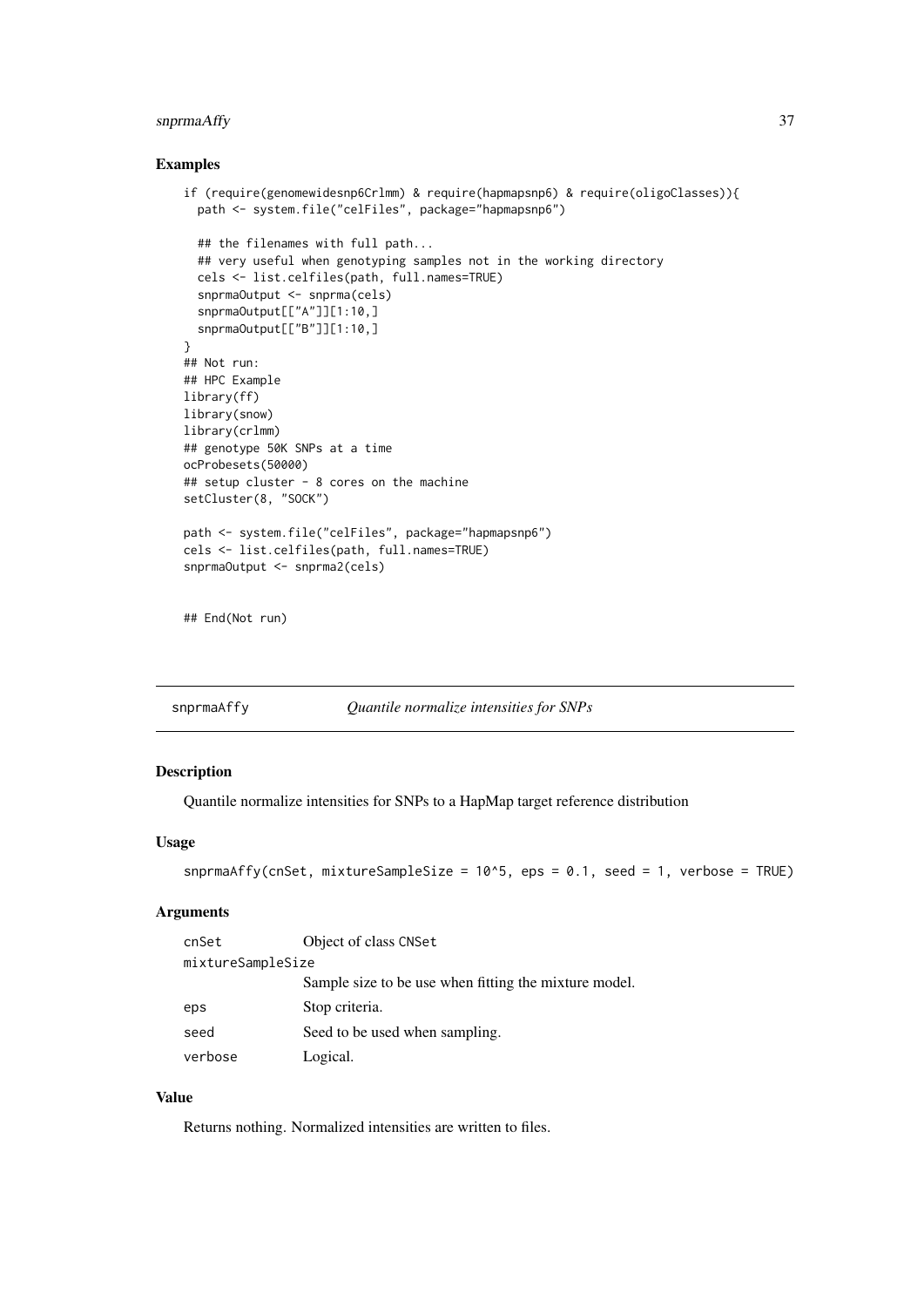## Examples

```
if (require(genomewidesnp6Crlmm) & require(hapmapsnp6) & require(oligoClasses)){
  path <- system.file("celFiles", package="hapmapsnp6")

  ## the filenames with full path...
  ## very useful when genotyping samples not in the working directory
  cels <- list.celfiles(path, full.names=TRUE)
  snprmaOutput <- snprma(cels)
  snprmaOutput[["A"]][1:10,]
  snprmaOutput[["B"]][1:10,]
}
## Not run:
## HPC Example
library(ff)
library(snow)
library(crlmm)
## genotype 50K SNPs at a time
ocProbesets(50000)
## setup cluster - 8 cores on the machine
setCluster(8, "SOCK")

path <- system.file("celFiles", package="hapmapsnp6")
cels <- list.celfiles(path, full.names=TRUE)
snprmaOutput <- snprma2(cels)


## End(Not run)
```

---

## snprmaAffy — *Quantile normalize intensities for SNPs*

### Description

Quantile normalize intensities for SNPs to a HapMap target reference distribution

### Usage

```
snprmaAffy(cnSet, mixtureSampleSize = 10^5, eps = 0.1, seed = 1, verbose = TRUE)
```

### Arguments

| Argument | Description |
|---|---|
| cnSet | Object of class CNSet |
| mixtureSampleSize | Sample size to be use when fitting the mixture model. |
| eps | Stop criteria. |
| seed | Seed to be used when sampling. |
| verbose | Logical. |

### Value

Returns nothing. Normalized intensities are written to files.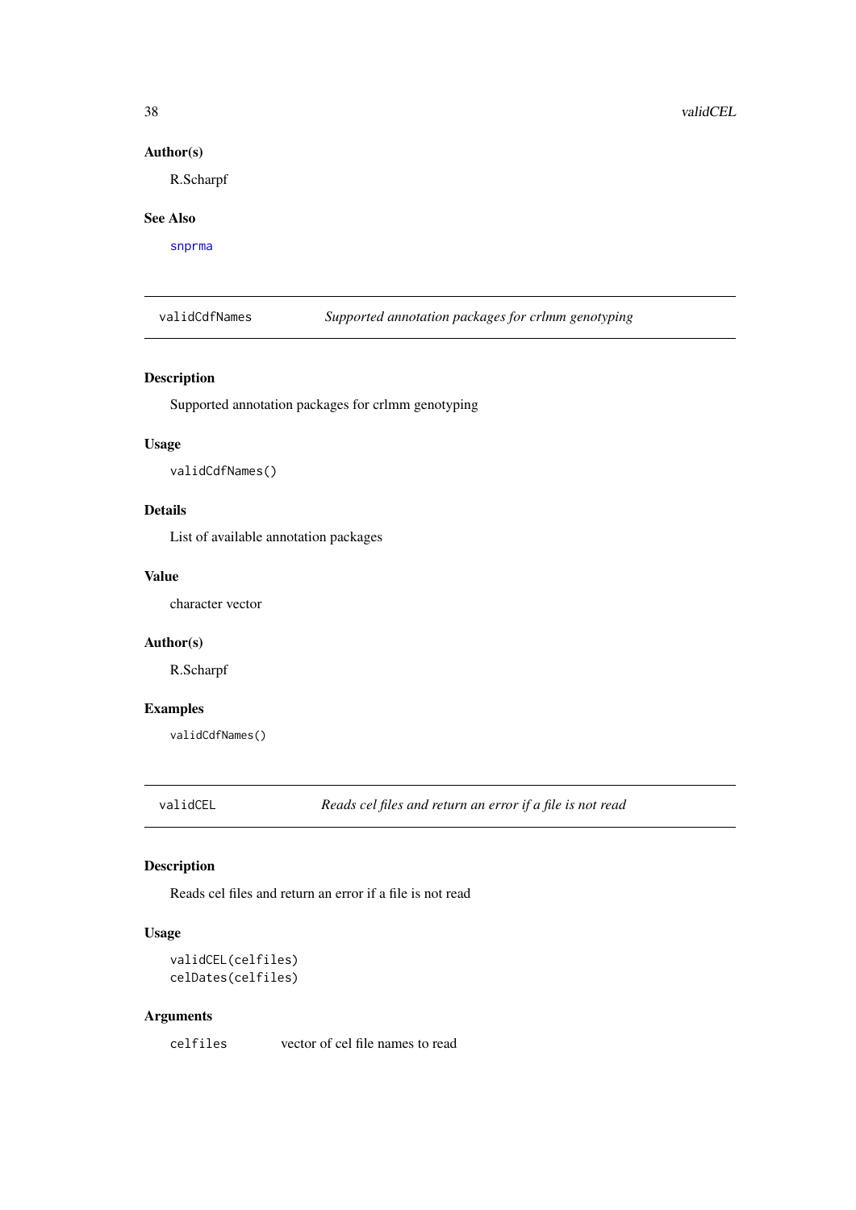### Author(s)

R.Scharpf

### See Also

snprma

---

## validCdfNames — *Supported annotation packages for crlmm genotyping*

### Description

Supported annotation packages for crlmm genotyping

### Usage

```
validCdfNames()
```

### Details

List of available annotation packages

### Value

character vector

### Author(s)

R.Scharpf

### Examples

```
validCdfNames()
```

---

## validCEL — *Reads cel files and return an error if a file is not read*

### Description

Reads cel files and return an error if a file is not read

### Usage

```
validCEL(celfiles)
celDates(celfiles)
```

### Arguments

| | |
|---|---|
| celfiles | vector of cel file names to read |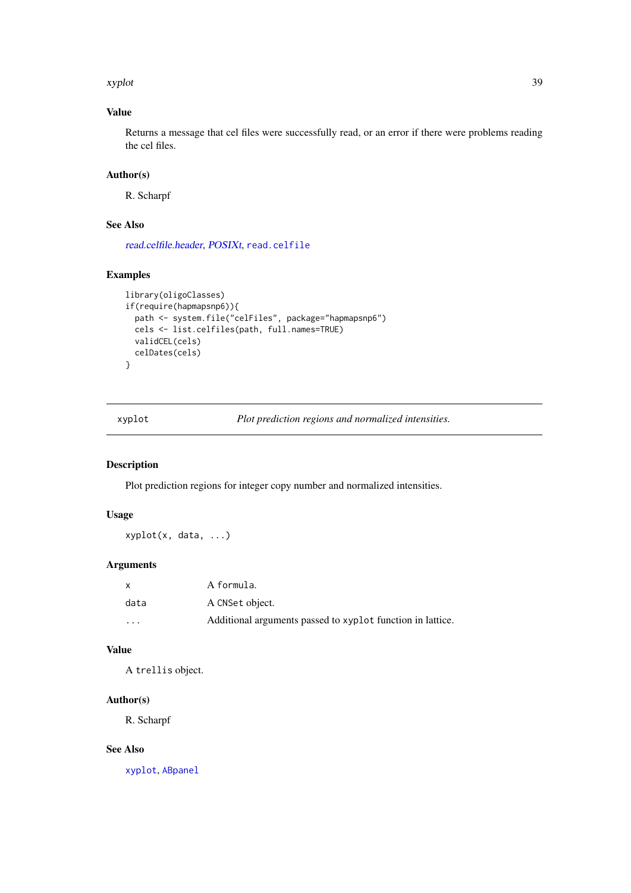### Value

Returns a message that cel files were successfully read, or an error if there were problems reading the cel files.

### Author(s)

R. Scharpf

### See Also

*read.celfile.header*, *POSIXt*, `read.celfile`

### Examples

```
library(oligoClasses)
if(require(hapmapsnp6)){
  path <- system.file("celFiles", package="hapmapsnp6")
  cels <- list.celfiles(path, full.names=TRUE)
  validCEL(cels)
  celDates(cels)
}
```

---

## xyplot — *Plot prediction regions and normalized intensities.*

---

### Description

Plot prediction regions for integer copy number and normalized intensities.

### Usage

```
xyplot(x, data, ...)
```

### Arguments

| | |
|---|---|
| `x` | A `formula`. |
| `data` | A `CNSet` object. |
| `...` | Additional arguments passed to `xyplot` function in lattice. |

### Value

A `trellis` object.

### Author(s)

R. Scharpf

### See Also

`xyplot`, `ABpanel`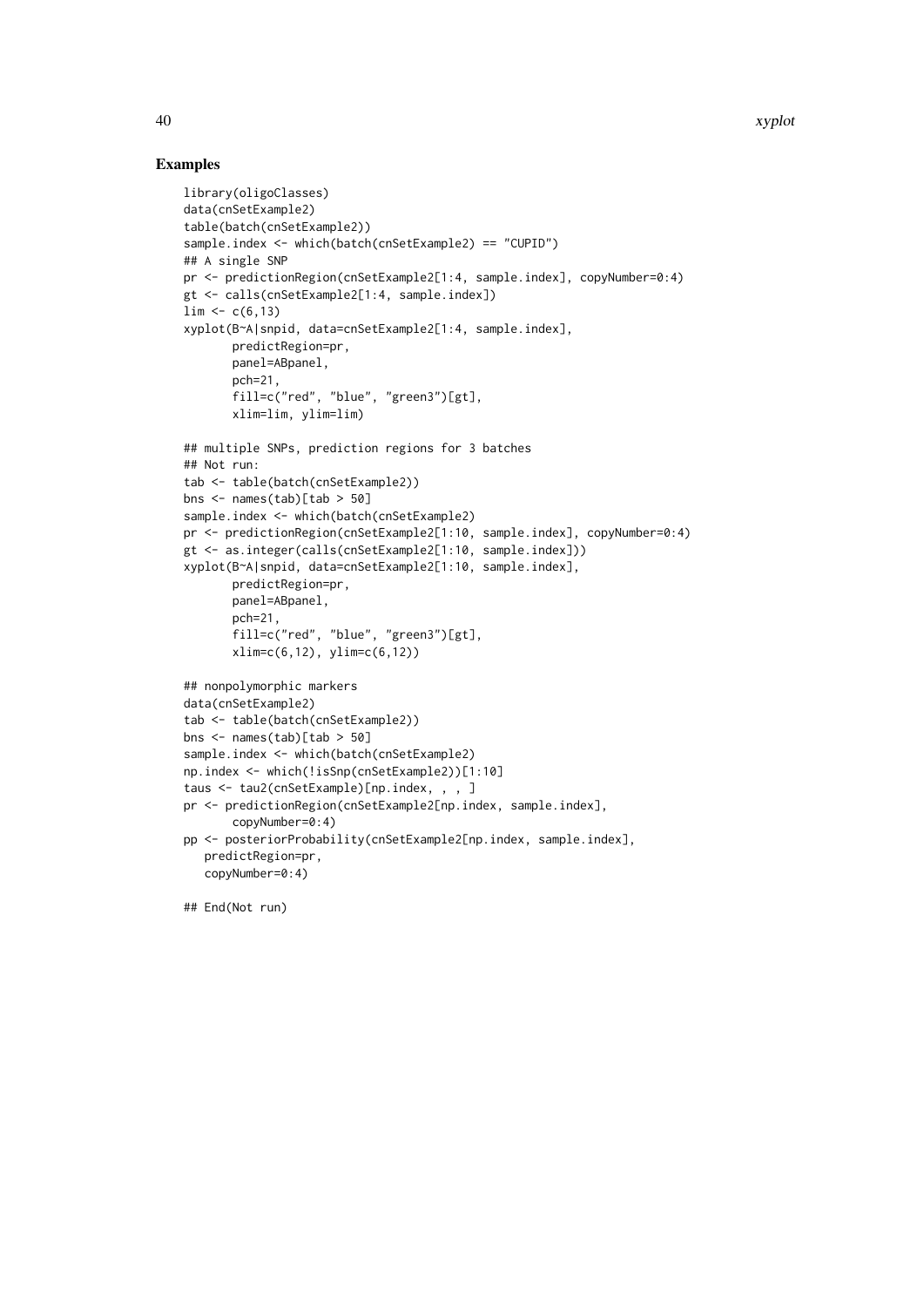## Examples

```
library(oligoClasses)
data(cnSetExample2)
table(batch(cnSetExample2))
sample.index <- which(batch(cnSetExample2) == "CUPID")
## A single SNP
pr <- predictionRegion(cnSetExample2[1:4, sample.index], copyNumber=0:4)
gt <- calls(cnSetExample2[1:4, sample.index])
lim <- c(6,13)
xyplot(B~A|snpid, data=cnSetExample2[1:4, sample.index],
       predictRegion=pr,
       panel=ABpanel,
       pch=21,
       fill=c("red", "blue", "green3")[gt],
       xlim=lim, ylim=lim)

## multiple SNPs, prediction regions for 3 batches
## Not run:
tab <- table(batch(cnSetExample2))
bns <- names(tab)[tab > 50]
sample.index <- which(batch(cnSetExample2)
pr <- predictionRegion(cnSetExample2[1:10, sample.index], copyNumber=0:4)
gt <- as.integer(calls(cnSetExample2[1:10, sample.index]))
xyplot(B~A|snpid, data=cnSetExample2[1:10, sample.index],
       predictRegion=pr,
       panel=ABpanel,
       pch=21,
       fill=c("red", "blue", "green3")[gt],
       xlim=c(6,12), ylim=c(6,12))

## nonpolymorphic markers
data(cnSetExample2)
tab <- table(batch(cnSetExample2))
bns <- names(tab)[tab > 50]
sample.index <- which(batch(cnSetExample2)
np.index <- which(!isSnp(cnSetExample2))[1:10]
taus <- tau2(cnSetExample)[np.index, , , ]
pr <- predictionRegion(cnSetExample2[np.index, sample.index],
       copyNumber=0:4)
pp <- posteriorProbability(cnSetExample2[np.index, sample.index],
   predictRegion=pr,
   copyNumber=0:4)

## End(Not run)
```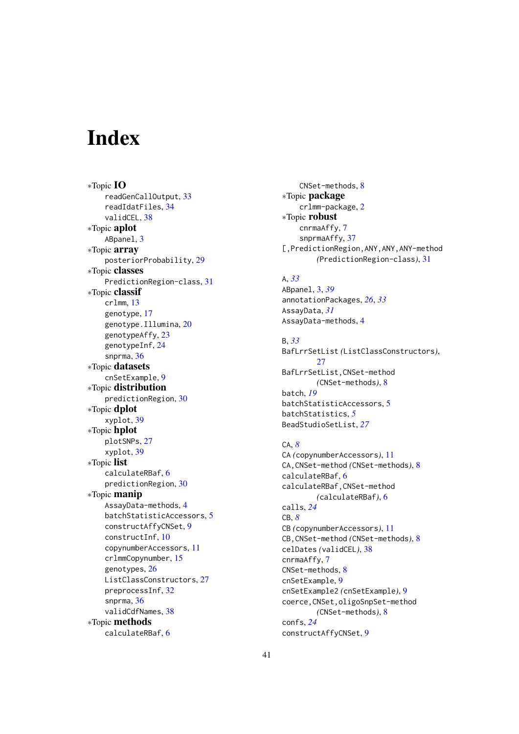# Index

∗Topic **IO**
- readGenCallOutput, 33
- readIdatFiles, 34
- validCEL, 38

∗Topic **aplot**
- ABpanel, 3

∗Topic **array**
- posteriorProbability, 29

∗Topic **classes**
- PredictionRegion-class, 31

∗Topic **classif**
- crlmm, 13
- genotype, 17
- genotype.Illumina, 20
- genotypeAffy, 23
- genotypeInf, 24
- snprma, 36

∗Topic **datasets**
- cnSetExample, 9

∗Topic **distribution**
- predictionRegion, 30

∗Topic **dplot**
- xyplot, 39

∗Topic **hplot**
- plotSNPs, 27
- xyplot, 39

∗Topic **list**
- calculateRBaf, 6
- predictionRegion, 30

∗Topic **manip**
- AssayData-methods, 4
- batchStatisticAccessors, 5
- constructAffyCNSet, 9
- constructInf, 10
- copynumberAccessors, 11
- crlmmCopynumber, 15
- genotypes, 26
- ListClassConstructors, 27
- preprocessInf, 32
- snprma, 36
- validCdfNames, 38

∗Topic **methods**
- calculateRBaf, 6
- CNSet-methods, 8

∗Topic **package**
- crlmm-package, 2

∗Topic **robust**
- cnrmaAffy, 7
- snprmaAffy, 37

[,PredictionRegion,ANY,ANY,ANY-method *(PredictionRegion-class)*, 31

A, *33*
ABpanel, 3, *39*
annotationPackages, *26*, *33*
AssayData, *31*
AssayData-methods, 4

B, *33*
BafLrrSetList *(ListClassConstructors)*, 27
BafLrrSetList,CNSet-method *(CNSet-methods)*, 8
batch, *19*
batchStatisticAccessors, 5
batchStatistics, *5*
BeadStudioSetList, *27*

CA, *8*
CA *(copynumberAccessors)*, 11
CA,CNSet-method *(CNSet-methods)*, 8
calculateRBaf, 6
calculateRBaf,CNSet-method *(calculateRBaf)*, 6
calls, *24*
CB, *8*
CB *(copynumberAccessors)*, 11
CB,CNSet-method *(CNSet-methods)*, 8
celDates *(validCEL)*, 38
cnrmaAffy, 7
CNSet-methods, 8
cnSetExample, 9
cnSetExample2 *(cnSetExample)*, 9
coerce,CNSet,oligoSnpSet-method *(CNSet-methods)*, 8
confs, *24*
constructAffyCNSet, 9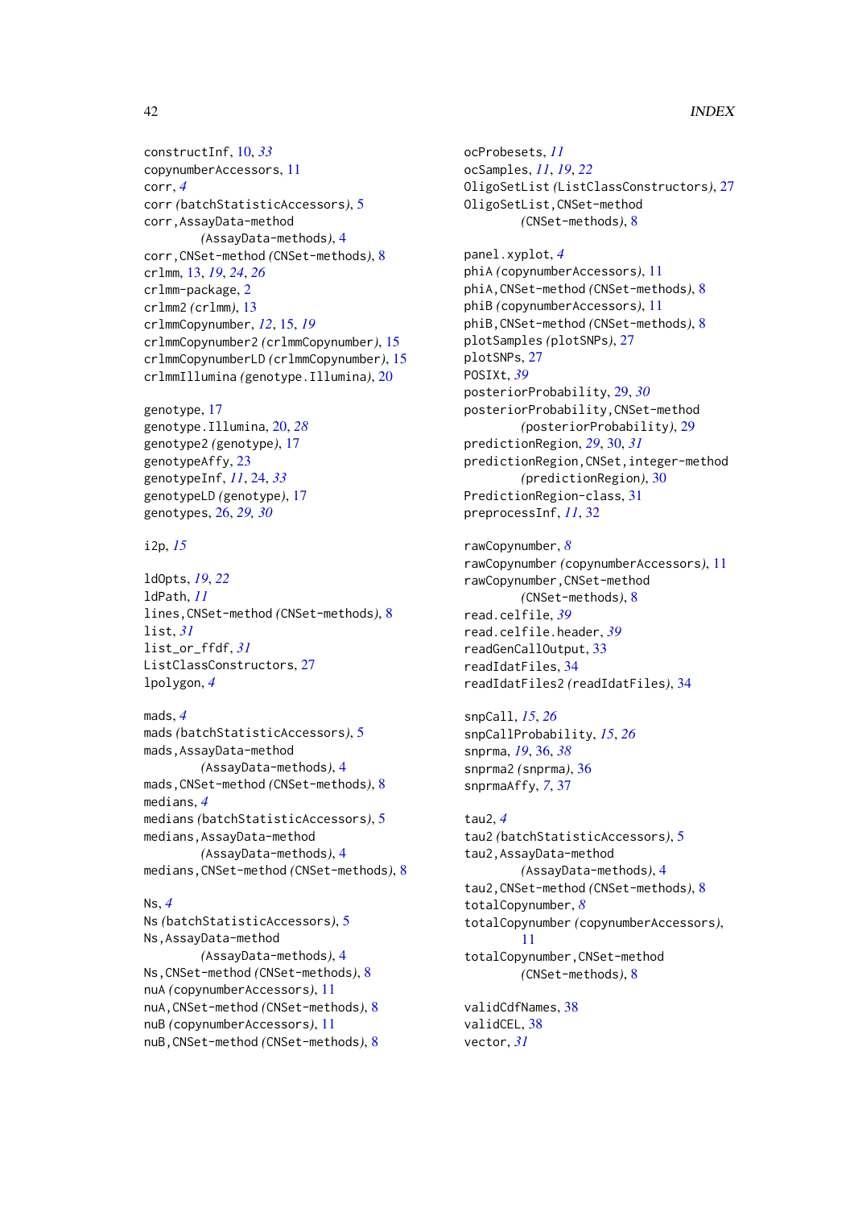constructInf, 10, *33*
copynumberAccessors, 11
corr, *4*
corr *(batchStatisticAccessors)*, 5
corr,AssayData-method *(AssayData-methods)*, 4
corr,CNSet-method *(CNSet-methods)*, 8
crlmm, 13, *19*, *24*, *26*
crlmm-package, 2
crlmm2 *(crlmm)*, 13
crlmmCopynumber, *12*, 15, *19*
crlmmCopynumber2 *(crlmmCopynumber)*, 15
crlmmCopynumberLD *(crlmmCopynumber)*, 15
crlmmIllumina *(genotype.Illumina)*, 20

genotype, 17
genotype.Illumina, 20, *28*
genotype2 *(genotype)*, 17
genotypeAffy, 23
genotypeInf, *11*, 24, *33*
genotypeLD *(genotype)*, 17
genotypes, 26, *29*, *30*

i2p, *15*

ldOpts, *19*, *22*
ldPath, *11*
lines,CNSet-method *(CNSet-methods)*, 8
list, *31*
list_or_ffdf, *31*
ListClassConstructors, 27
lpolygon, *4*

mads, *4*
mads *(batchStatisticAccessors)*, 5
mads,AssayData-method *(AssayData-methods)*, 4
mads,CNSet-method *(CNSet-methods)*, 8
medians, *4*
medians *(batchStatisticAccessors)*, 5
medians,AssayData-method *(AssayData-methods)*, 4
medians,CNSet-method *(CNSet-methods)*, 8

Ns, *4*
Ns *(batchStatisticAccessors)*, 5
Ns,AssayData-method *(AssayData-methods)*, 4
Ns,CNSet-method *(CNSet-methods)*, 8
nuA *(copynumberAccessors)*, 11
nuA,CNSet-method *(CNSet-methods)*, 8
nuB *(copynumberAccessors)*, 11
nuB,CNSet-method *(CNSet-methods)*, 8

ocProbesets, *11*
ocSamples, *11*, *19*, *22*
OligoSetList *(ListClassConstructors)*, 27
OligoSetList,CNSet-method *(CNSet-methods)*, 8

panel.xyplot, *4*
phiA *(copynumberAccessors)*, 11
phiA,CNSet-method *(CNSet-methods)*, 8
phiB *(copynumberAccessors)*, 11
phiB,CNSet-method *(CNSet-methods)*, 8
plotSamples *(plotSNPs)*, 27
plotSNPs, 27
POSIXt, *39*
posteriorProbability, 29, *30*
posteriorProbability,CNSet-method *(posteriorProbability)*, 29
predictionRegion, *29*, 30, *31*
predictionRegion,CNSet,integer-method *(predictionRegion)*, 30
PredictionRegion-class, 31
preprocessInf, *11*, 32

rawCopynumber, *8*
rawCopynumber *(copynumberAccessors)*, 11
rawCopynumber,CNSet-method *(CNSet-methods)*, 8
read.celfile, *39*
read.celfile.header, *39*
readGenCallOutput, 33
readIdatFiles, 34
readIdatFiles2 *(readIdatFiles)*, 34

snpCall, *15*, *26*
snpCallProbability, *15*, *26*
snprma, *19*, 36, *38*
snprma2 *(snprma)*, 36
snprmaAffy, *7*, 37

tau2, *4*
tau2 *(batchStatisticAccessors)*, 5
tau2,AssayData-method *(AssayData-methods)*, 4
tau2,CNSet-method *(CNSet-methods)*, 8
totalCopynumber, *8*
totalCopynumber *(copynumberAccessors)*, 11
totalCopynumber,CNSet-method *(CNSet-methods)*, 8

validCdfNames, 38
validCEL, 38
vector, *31*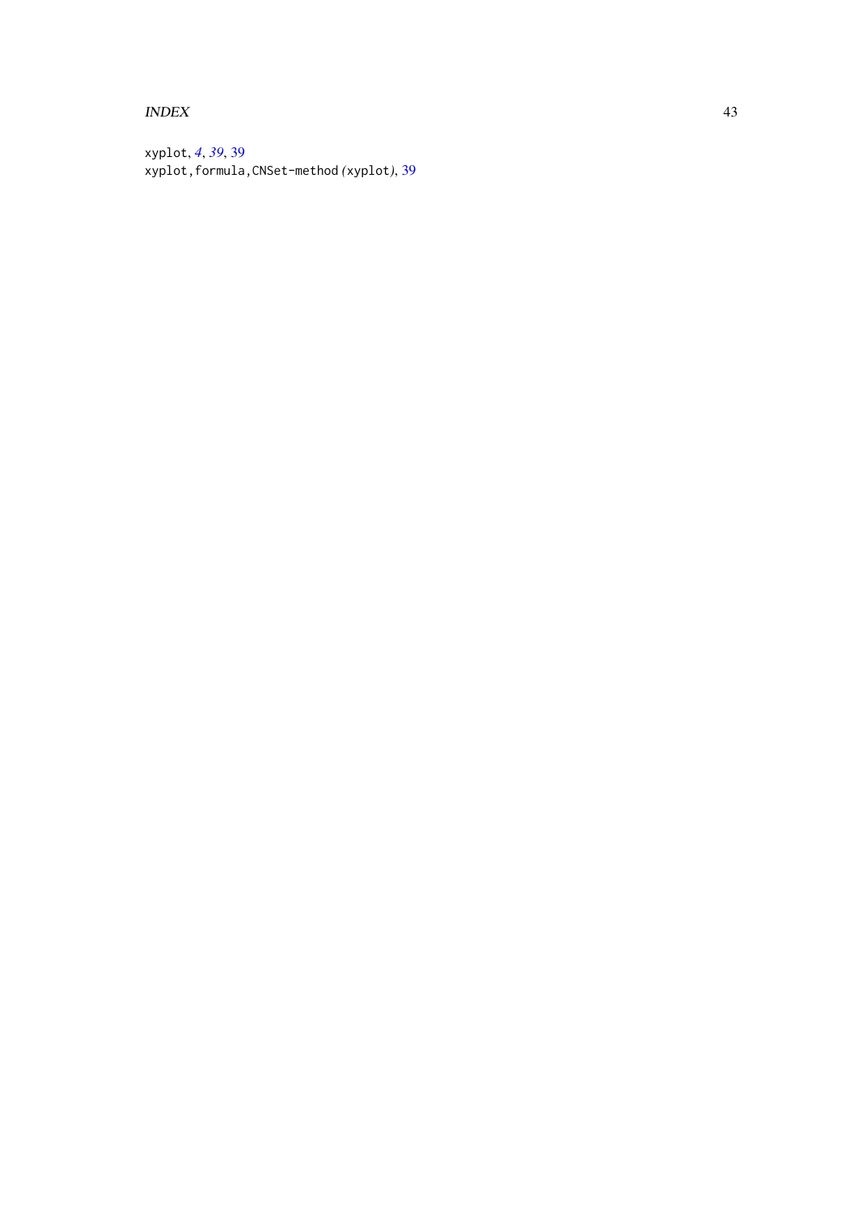xyplot, *4*, *39*, 39
xyplot,formula,CNSet-method *(*xyplot*)*, 39